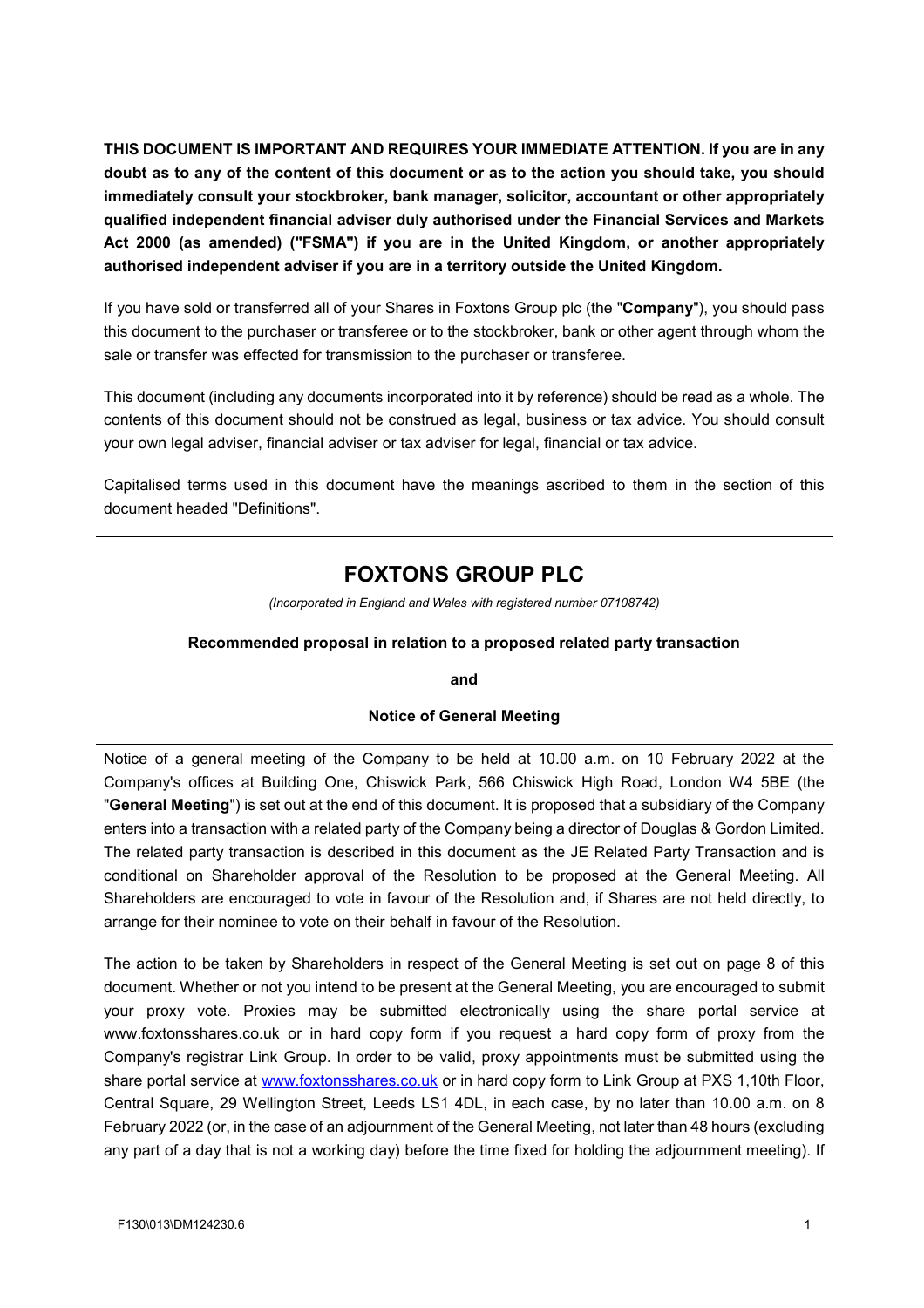**THIS DOCUMENT IS IMPORTANT AND REQUIRES YOUR IMMEDIATE ATTENTION. If you are in any doubt as to any of the content of this document or as to the action you should take, you should immediately consult your stockbroker, bank manager, solicitor, accountant or other appropriately qualified independent financial adviser duly authorised under the Financial Services and Markets Act 2000 (as amended) ("FSMA") if you are in the United Kingdom, or another appropriately authorised independent adviser if you are in a territory outside the United Kingdom.**

If you have sold or transferred all of your Shares in Foxtons Group plc (the "**Company**"), you should pass this document to the purchaser or transferee or to the stockbroker, bank or other agent through whom the sale or transfer was effected for transmission to the purchaser or transferee.

This document (including any documents incorporated into it by reference) should be read as a whole. The contents of this document should not be construed as legal, business or tax advice. You should consult your own legal adviser, financial adviser or tax adviser for legal, financial or tax advice.

Capitalised terms used in this document have the meanings ascribed to them in the section of this document headed "Definitions".

---

# FOXTONS GROUP PLC

*(Incorporated in England and Wales with registered number 07108742)*

**Recommended proposal in relation to a proposed related party transaction**

**and**

**Notice of General Meeting**

---

Notice of a general meeting of the Company to be held at 10.00 a.m. on 10 February 2022 at the Company's offices at Building One, Chiswick Park, 566 Chiswick High Road, London W4 5BE (the "**General Meeting**") is set out at the end of this document. It is proposed that a subsidiary of the Company enters into a transaction with a related party of the Company being a director of Douglas & Gordon Limited. The related party transaction is described in this document as the JE Related Party Transaction and is conditional on Shareholder approval of the Resolution to be proposed at the General Meeting. All Shareholders are encouraged to vote in favour of the Resolution and, if Shares are not held directly, to arrange for their nominee to vote on their behalf in favour of the Resolution.

The action to be taken by Shareholders in respect of the General Meeting is set out on page 8 of this document. Whether or not you intend to be present at the General Meeting, you are encouraged to submit your proxy vote. Proxies may be submitted electronically using the share portal service at www.foxtonsshares.co.uk or in hard copy form if you request a hard copy form of proxy from the Company's registrar Link Group. In order to be valid, proxy appointments must be submitted using the share portal service at www.foxtonsshares.co.uk or in hard copy form to Link Group at PXS 1,10th Floor, Central Square, 29 Wellington Street, Leeds LS1 4DL, in each case, by no later than 10.00 a.m. on 8 February 2022 (or, in the case of an adjournment of the General Meeting, not later than 48 hours (excluding any part of a day that is not a working day) before the time fixed for holding the adjournment meeting). If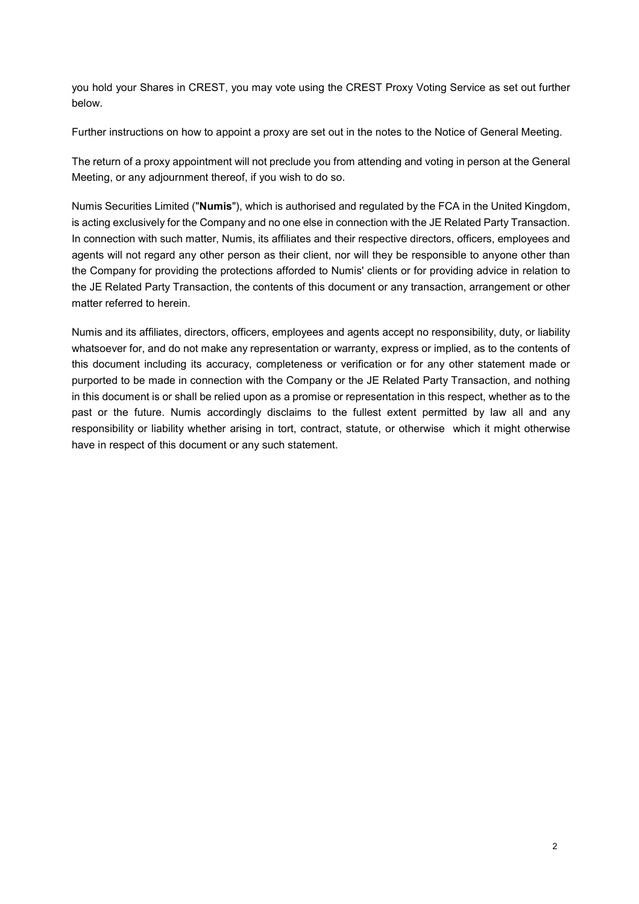you hold your Shares in CREST, you may vote using the CREST Proxy Voting Service as set out further below.

Further instructions on how to appoint a proxy are set out in the notes to the Notice of General Meeting.

The return of a proxy appointment will not preclude you from attending and voting in person at the General Meeting, or any adjournment thereof, if you wish to do so.

Numis Securities Limited ("**Numis**"), which is authorised and regulated by the FCA in the United Kingdom, is acting exclusively for the Company and no one else in connection with the JE Related Party Transaction. In connection with such matter, Numis, its affiliates and their respective directors, officers, employees and agents will not regard any other person as their client, nor will they be responsible to anyone other than the Company for providing the protections afforded to Numis' clients or for providing advice in relation to the JE Related Party Transaction, the contents of this document or any transaction, arrangement or other matter referred to herein.

Numis and its affiliates, directors, officers, employees and agents accept no responsibility, duty, or liability whatsoever for, and do not make any representation or warranty, express or implied, as to the contents of this document including its accuracy, completeness or verification or for any other statement made or purported to be made in connection with the Company or the JE Related Party Transaction, and nothing in this document is or shall be relied upon as a promise or representation in this respect, whether as to the past or the future. Numis accordingly disclaims to the fullest extent permitted by law all and any responsibility or liability whether arising in tort, contract, statute, or otherwise which it might otherwise have in respect of this document or any such statement.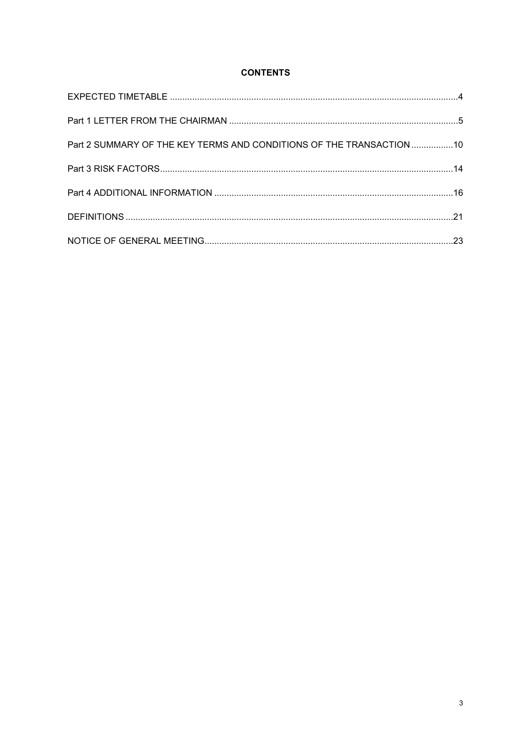## CONTENTS

| | |
|---|---|
| EXPECTED TIMETABLE | 4 |
| Part 1 LETTER FROM THE CHAIRMAN | 5 |
| Part 2 SUMMARY OF THE KEY TERMS AND CONDITIONS OF THE TRANSACTION | 10 |
| Part 3 RISK FACTORS | 14 |
| Part 4 ADDITIONAL INFORMATION | 16 |
| DEFINITIONS | 21 |
| NOTICE OF GENERAL MEETING | 23 |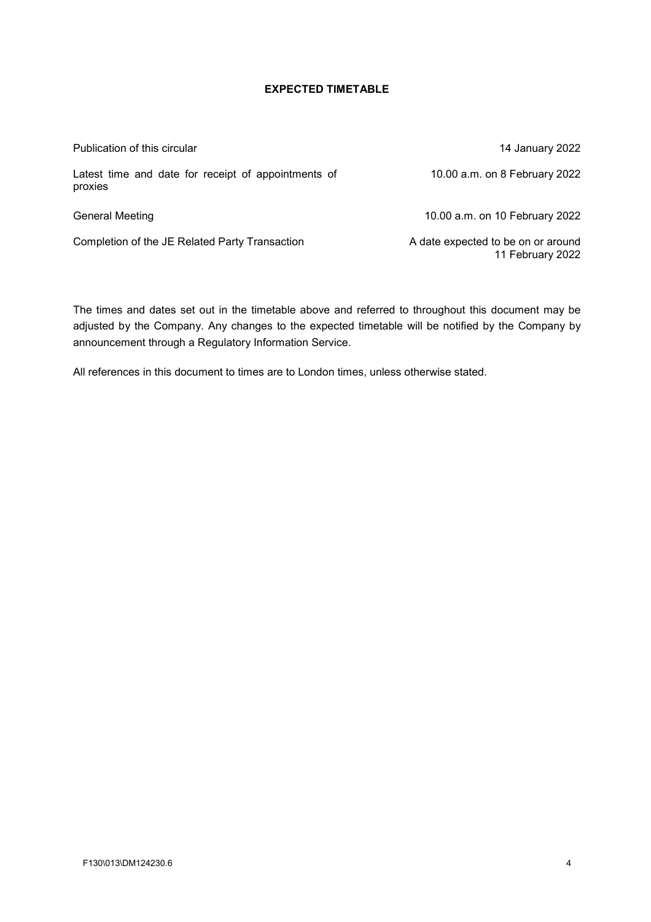# EXPECTED TIMETABLE

| | |
|---|---|
| Publication of this circular | 14 January 2022 |
| Latest time and date for receipt of appointments of proxies | 10.00 a.m. on 8 February 2022 |
| General Meeting | 10.00 a.m. on 10 February 2022 |
| Completion of the JE Related Party Transaction | A date expected to be on or around 11 February 2022 |

The times and dates set out in the timetable above and referred to throughout this document may be adjusted by the Company. Any changes to the expected timetable will be notified by the Company by announcement through a Regulatory Information Service.

All references in this document to times are to London times, unless otherwise stated.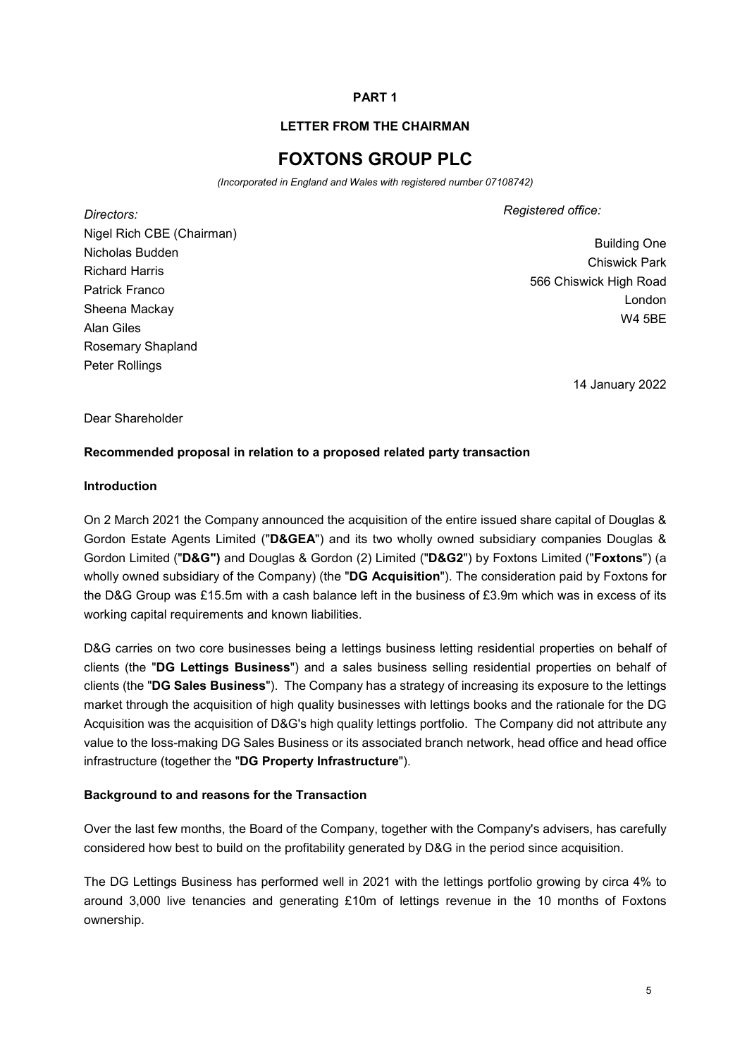**PART 1**

**LETTER FROM THE CHAIRMAN**

# FOXTONS GROUP PLC

*(Incorporated in England and Wales with registered number 07108742)*

*Directors:*
Nigel Rich CBE (Chairman)
Nicholas Budden
Richard Harris
Patrick Franco
Sheena Mackay
Alan Giles
Rosemary Shapland
Peter Rollings

*Registered office:*
Building One
Chiswick Park
566 Chiswick High Road
London
W4 5BE

14 January 2022

Dear Shareholder

**Recommended proposal in relation to a proposed related party transaction**

**Introduction**

On 2 March 2021 the Company announced the acquisition of the entire issued share capital of Douglas & Gordon Estate Agents Limited ("**D&GEA**") and its two wholly owned subsidiary companies Douglas & Gordon Limited ("**D&G")** and Douglas & Gordon (2) Limited ("**D&G2**") by Foxtons Limited ("**Foxtons**") (a wholly owned subsidiary of the Company) (the "**DG Acquisition**"). The consideration paid by Foxtons for the D&G Group was £15.5m with a cash balance left in the business of £3.9m which was in excess of its working capital requirements and known liabilities.

D&G carries on two core businesses being a lettings business letting residential properties on behalf of clients (the "**DG Lettings Business**") and a sales business selling residential properties on behalf of clients (the "**DG Sales Business**"). The Company has a strategy of increasing its exposure to the lettings market through the acquisition of high quality businesses with lettings books and the rationale for the DG Acquisition was the acquisition of D&G's high quality lettings portfolio. The Company did not attribute any value to the loss-making DG Sales Business or its associated branch network, head office and head office infrastructure (together the "**DG Property Infrastructure**").

**Background to and reasons for the Transaction**

Over the last few months, the Board of the Company, together with the Company's advisers, has carefully considered how best to build on the profitability generated by D&G in the period since acquisition.

The DG Lettings Business has performed well in 2021 with the lettings portfolio growing by circa 4% to around 3,000 live tenancies and generating £10m of lettings revenue in the 10 months of Foxtons ownership.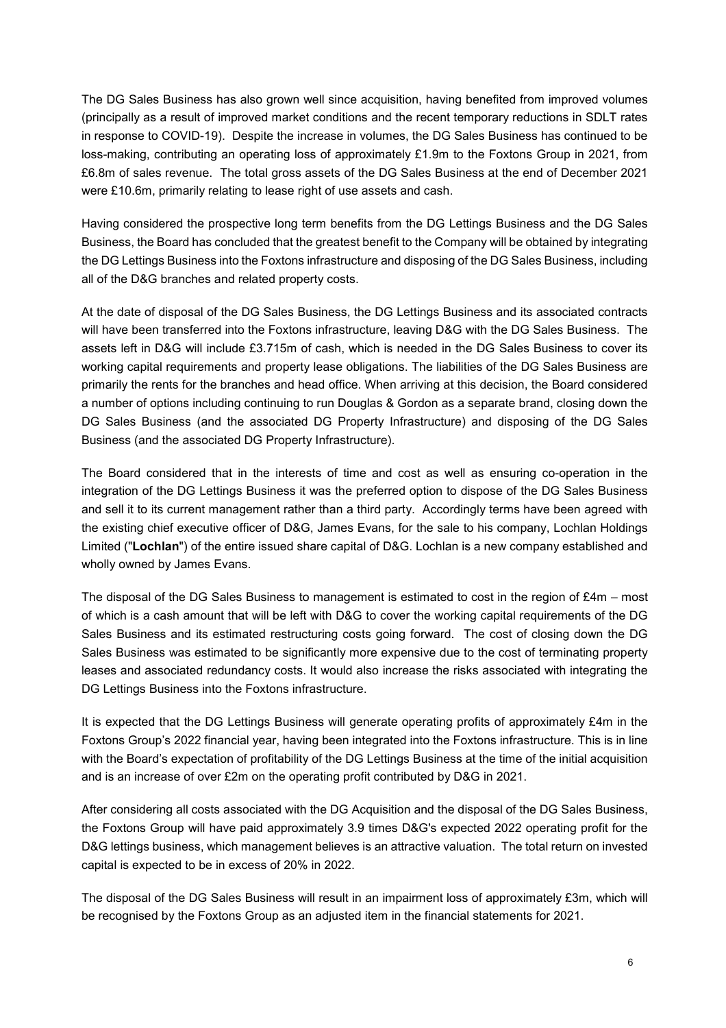The DG Sales Business has also grown well since acquisition, having benefited from improved volumes (principally as a result of improved market conditions and the recent temporary reductions in SDLT rates in response to COVID-19). Despite the increase in volumes, the DG Sales Business has continued to be loss-making, contributing an operating loss of approximately £1.9m to the Foxtons Group in 2021, from £6.8m of sales revenue. The total gross assets of the DG Sales Business at the end of December 2021 were £10.6m, primarily relating to lease right of use assets and cash.

Having considered the prospective long term benefits from the DG Lettings Business and the DG Sales Business, the Board has concluded that the greatest benefit to the Company will be obtained by integrating the DG Lettings Business into the Foxtons infrastructure and disposing of the DG Sales Business, including all of the D&G branches and related property costs.

At the date of disposal of the DG Sales Business, the DG Lettings Business and its associated contracts will have been transferred into the Foxtons infrastructure, leaving D&G with the DG Sales Business. The assets left in D&G will include £3.715m of cash, which is needed in the DG Sales Business to cover its working capital requirements and property lease obligations. The liabilities of the DG Sales Business are primarily the rents for the branches and head office. When arriving at this decision, the Board considered a number of options including continuing to run Douglas & Gordon as a separate brand, closing down the DG Sales Business (and the associated DG Property Infrastructure) and disposing of the DG Sales Business (and the associated DG Property Infrastructure).

The Board considered that in the interests of time and cost as well as ensuring co-operation in the integration of the DG Lettings Business it was the preferred option to dispose of the DG Sales Business and sell it to its current management rather than a third party. Accordingly terms have been agreed with the existing chief executive officer of D&G, James Evans, for the sale to his company, Lochlan Holdings Limited ("**Lochlan**") of the entire issued share capital of D&G. Lochlan is a new company established and wholly owned by James Evans.

The disposal of the DG Sales Business to management is estimated to cost in the region of £4m – most of which is a cash amount that will be left with D&G to cover the working capital requirements of the DG Sales Business and its estimated restructuring costs going forward. The cost of closing down the DG Sales Business was estimated to be significantly more expensive due to the cost of terminating property leases and associated redundancy costs. It would also increase the risks associated with integrating the DG Lettings Business into the Foxtons infrastructure.

It is expected that the DG Lettings Business will generate operating profits of approximately £4m in the Foxtons Group's 2022 financial year, having been integrated into the Foxtons infrastructure. This is in line with the Board's expectation of profitability of the DG Lettings Business at the time of the initial acquisition and is an increase of over £2m on the operating profit contributed by D&G in 2021.

After considering all costs associated with the DG Acquisition and the disposal of the DG Sales Business, the Foxtons Group will have paid approximately 3.9 times D&G's expected 2022 operating profit for the D&G lettings business, which management believes is an attractive valuation. The total return on invested capital is expected to be in excess of 20% in 2022.

The disposal of the DG Sales Business will result in an impairment loss of approximately £3m, which will be recognised by the Foxtons Group as an adjusted item in the financial statements for 2021.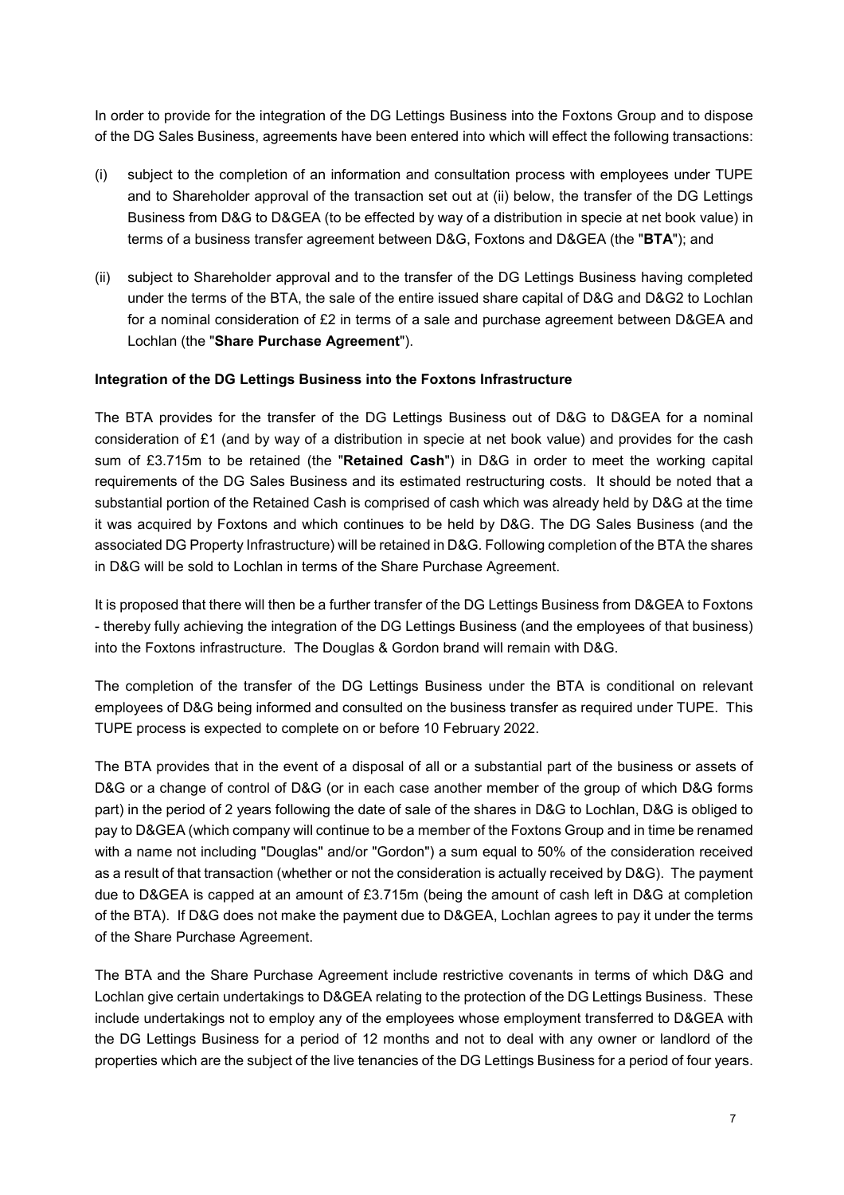In order to provide for the integration of the DG Lettings Business into the Foxtons Group and to dispose of the DG Sales Business, agreements have been entered into which will effect the following transactions:

(i) subject to the completion of an information and consultation process with employees under TUPE and to Shareholder approval of the transaction set out at (ii) below, the transfer of the DG Lettings Business from D&G to D&GEA (to be effected by way of a distribution in specie at net book value) in terms of a business transfer agreement between D&G, Foxtons and D&GEA (the "**BTA**"); and

(ii) subject to Shareholder approval and to the transfer of the DG Lettings Business having completed under the terms of the BTA, the sale of the entire issued share capital of D&G and D&G2 to Lochlan for a nominal consideration of £2 in terms of a sale and purchase agreement between D&GEA and Lochlan (the "**Share Purchase Agreement**").

**Integration of the DG Lettings Business into the Foxtons Infrastructure**

The BTA provides for the transfer of the DG Lettings Business out of D&G to D&GEA for a nominal consideration of £1 (and by way of a distribution in specie at net book value) and provides for the cash sum of £3.715m to be retained (the "**Retained Cash**") in D&G in order to meet the working capital requirements of the DG Sales Business and its estimated restructuring costs. It should be noted that a substantial portion of the Retained Cash is comprised of cash which was already held by D&G at the time it was acquired by Foxtons and which continues to be held by D&G. The DG Sales Business (and the associated DG Property Infrastructure) will be retained in D&G. Following completion of the BTA the shares in D&G will be sold to Lochlan in terms of the Share Purchase Agreement.

It is proposed that there will then be a further transfer of the DG Lettings Business from D&GEA to Foxtons - thereby fully achieving the integration of the DG Lettings Business (and the employees of that business) into the Foxtons infrastructure. The Douglas & Gordon brand will remain with D&G.

The completion of the transfer of the DG Lettings Business under the BTA is conditional on relevant employees of D&G being informed and consulted on the business transfer as required under TUPE. This TUPE process is expected to complete on or before 10 February 2022.

The BTA provides that in the event of a disposal of all or a substantial part of the business or assets of D&G or a change of control of D&G (or in each case another member of the group of which D&G forms part) in the period of 2 years following the date of sale of the shares in D&G to Lochlan, D&G is obliged to pay to D&GEA (which company will continue to be a member of the Foxtons Group and in time be renamed with a name not including "Douglas" and/or "Gordon") a sum equal to 50% of the consideration received as a result of that transaction (whether or not the consideration is actually received by D&G). The payment due to D&GEA is capped at an amount of £3.715m (being the amount of cash left in D&G at completion of the BTA). If D&G does not make the payment due to D&GEA, Lochlan agrees to pay it under the terms of the Share Purchase Agreement.

The BTA and the Share Purchase Agreement include restrictive covenants in terms of which D&G and Lochlan give certain undertakings to D&GEA relating to the protection of the DG Lettings Business. These include undertakings not to employ any of the employees whose employment transferred to D&GEA with the DG Lettings Business for a period of 12 months and not to deal with any owner or landlord of the properties which are the subject of the live tenancies of the DG Lettings Business for a period of four years.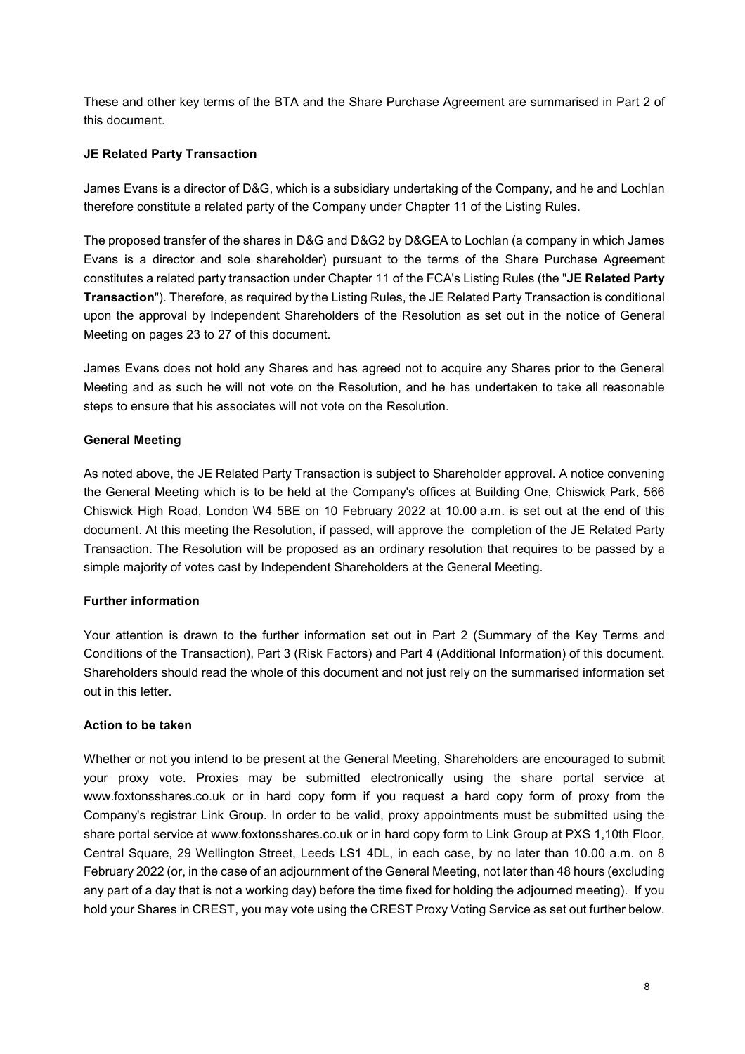These and other key terms of the BTA and the Share Purchase Agreement are summarised in Part 2 of this document.

### JE Related Party Transaction

James Evans is a director of D&G, which is a subsidiary undertaking of the Company, and he and Lochlan therefore constitute a related party of the Company under Chapter 11 of the Listing Rules.

The proposed transfer of the shares in D&G and D&G2 by D&GEA to Lochlan (a company in which James Evans is a director and sole shareholder) pursuant to the terms of the Share Purchase Agreement constitutes a related party transaction under Chapter 11 of the FCA's Listing Rules (the "**JE Related Party Transaction**"). Therefore, as required by the Listing Rules, the JE Related Party Transaction is conditional upon the approval by Independent Shareholders of the Resolution as set out in the notice of General Meeting on pages 23 to 27 of this document.

James Evans does not hold any Shares and has agreed not to acquire any Shares prior to the General Meeting and as such he will not vote on the Resolution, and he has undertaken to take all reasonable steps to ensure that his associates will not vote on the Resolution.

### General Meeting

As noted above, the JE Related Party Transaction is subject to Shareholder approval. A notice convening the General Meeting which is to be held at the Company's offices at Building One, Chiswick Park, 566 Chiswick High Road, London W4 5BE on 10 February 2022 at 10.00 a.m. is set out at the end of this document. At this meeting the Resolution, if passed, will approve the completion of the JE Related Party Transaction. The Resolution will be proposed as an ordinary resolution that requires to be passed by a simple majority of votes cast by Independent Shareholders at the General Meeting.

### Further information

Your attention is drawn to the further information set out in Part 2 (Summary of the Key Terms and Conditions of the Transaction), Part 3 (Risk Factors) and Part 4 (Additional Information) of this document. Shareholders should read the whole of this document and not just rely on the summarised information set out in this letter.

### Action to be taken

Whether or not you intend to be present at the General Meeting, Shareholders are encouraged to submit your proxy vote. Proxies may be submitted electronically using the share portal service at www.foxtonsshares.co.uk or in hard copy form if you request a hard copy form of proxy from the Company's registrar Link Group. In order to be valid, proxy appointments must be submitted using the share portal service at www.foxtonsshares.co.uk or in hard copy form to Link Group at PXS 1,10th Floor, Central Square, 29 Wellington Street, Leeds LS1 4DL, in each case, by no later than 10.00 a.m. on 8 February 2022 (or, in the case of an adjournment of the General Meeting, not later than 48 hours (excluding any part of a day that is not a working day) before the time fixed for holding the adjourned meeting). If you hold your Shares in CREST, you may vote using the CREST Proxy Voting Service as set out further below.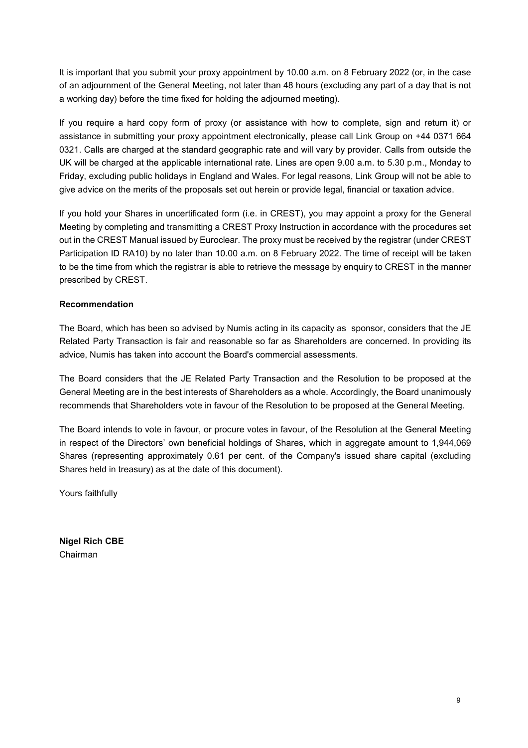It is important that you submit your proxy appointment by 10.00 a.m. on 8 February 2022 (or, in the case of an adjournment of the General Meeting, not later than 48 hours (excluding any part of a day that is not a working day) before the time fixed for holding the adjourned meeting).

If you require a hard copy form of proxy (or assistance with how to complete, sign and return it) or assistance in submitting your proxy appointment electronically, please call Link Group on +44 0371 664 0321. Calls are charged at the standard geographic rate and will vary by provider. Calls from outside the UK will be charged at the applicable international rate. Lines are open 9.00 a.m. to 5.30 p.m., Monday to Friday, excluding public holidays in England and Wales. For legal reasons, Link Group will not be able to give advice on the merits of the proposals set out herein or provide legal, financial or taxation advice.

If you hold your Shares in uncertificated form (i.e. in CREST), you may appoint a proxy for the General Meeting by completing and transmitting a CREST Proxy Instruction in accordance with the procedures set out in the CREST Manual issued by Euroclear. The proxy must be received by the registrar (under CREST Participation ID RA10) by no later than 10.00 a.m. on 8 February 2022. The time of receipt will be taken to be the time from which the registrar is able to retrieve the message by enquiry to CREST in the manner prescribed by CREST.

**Recommendation**

The Board, which has been so advised by Numis acting in its capacity as sponsor, considers that the JE Related Party Transaction is fair and reasonable so far as Shareholders are concerned. In providing its advice, Numis has taken into account the Board's commercial assessments.

The Board considers that the JE Related Party Transaction and the Resolution to be proposed at the General Meeting are in the best interests of Shareholders as a whole. Accordingly, the Board unanimously recommends that Shareholders vote in favour of the Resolution to be proposed at the General Meeting.

The Board intends to vote in favour, or procure votes in favour, of the Resolution at the General Meeting in respect of the Directors' own beneficial holdings of Shares, which in aggregate amount to 1,944,069 Shares (representing approximately 0.61 per cent. of the Company's issued share capital (excluding Shares held in treasury) as at the date of this document).

Yours faithfully

**Nigel Rich CBE**
Chairman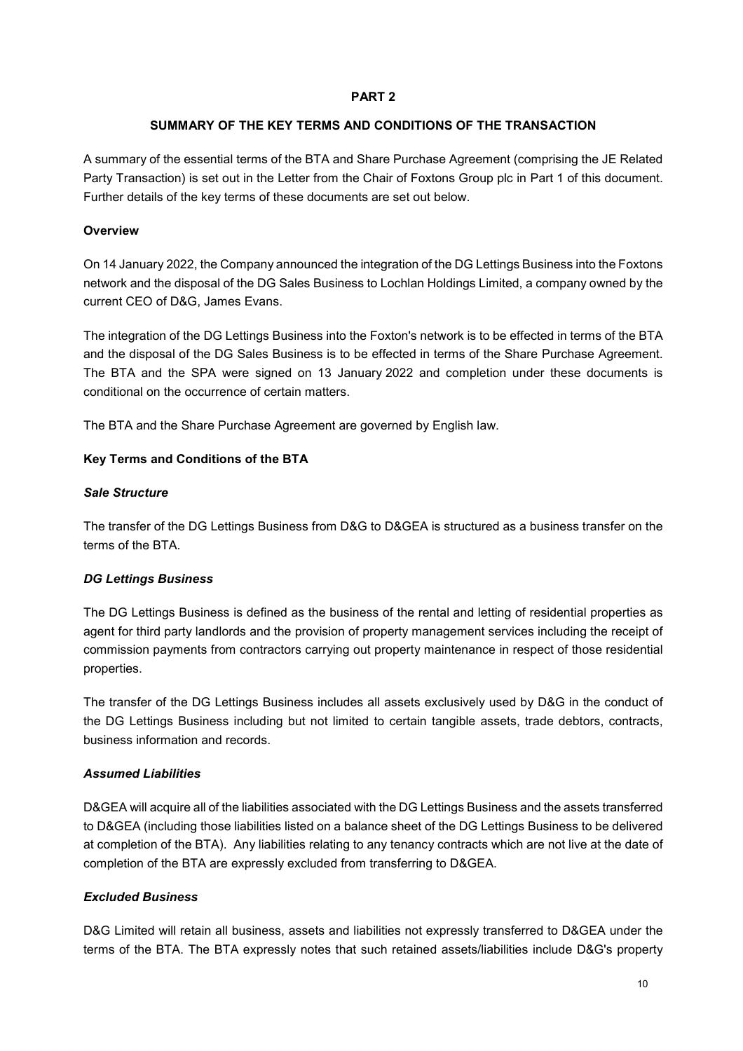# PART 2

## SUMMARY OF THE KEY TERMS AND CONDITIONS OF THE TRANSACTION

A summary of the essential terms of the BTA and Share Purchase Agreement (comprising the JE Related Party Transaction) is set out in the Letter from the Chair of Foxtons Group plc in Part 1 of this document. Further details of the key terms of these documents are set out below.

### Overview

On 14 January 2022, the Company announced the integration of the DG Lettings Business into the Foxtons network and the disposal of the DG Sales Business to Lochlan Holdings Limited, a company owned by the current CEO of D&G, James Evans.

The integration of the DG Lettings Business into the Foxton's network is to be effected in terms of the BTA and the disposal of the DG Sales Business is to be effected in terms of the Share Purchase Agreement. The BTA and the SPA were signed on 13 January 2022 and completion under these documents is conditional on the occurrence of certain matters.

The BTA and the Share Purchase Agreement are governed by English law.

### Key Terms and Conditions of the BTA

#### *Sale Structure*

The transfer of the DG Lettings Business from D&G to D&GEA is structured as a business transfer on the terms of the BTA.

#### *DG Lettings Business*

The DG Lettings Business is defined as the business of the rental and letting of residential properties as agent for third party landlords and the provision of property management services including the receipt of commission payments from contractors carrying out property maintenance in respect of those residential properties.

The transfer of the DG Lettings Business includes all assets exclusively used by D&G in the conduct of the DG Lettings Business including but not limited to certain tangible assets, trade debtors, contracts, business information and records.

#### *Assumed Liabilities*

D&GEA will acquire all of the liabilities associated with the DG Lettings Business and the assets transferred to D&GEA (including those liabilities listed on a balance sheet of the DG Lettings Business to be delivered at completion of the BTA). Any liabilities relating to any tenancy contracts which are not live at the date of completion of the BTA are expressly excluded from transferring to D&GEA.

#### *Excluded Business*

D&G Limited will retain all business, assets and liabilities not expressly transferred to D&GEA under the terms of the BTA. The BTA expressly notes that such retained assets/liabilities include D&G's property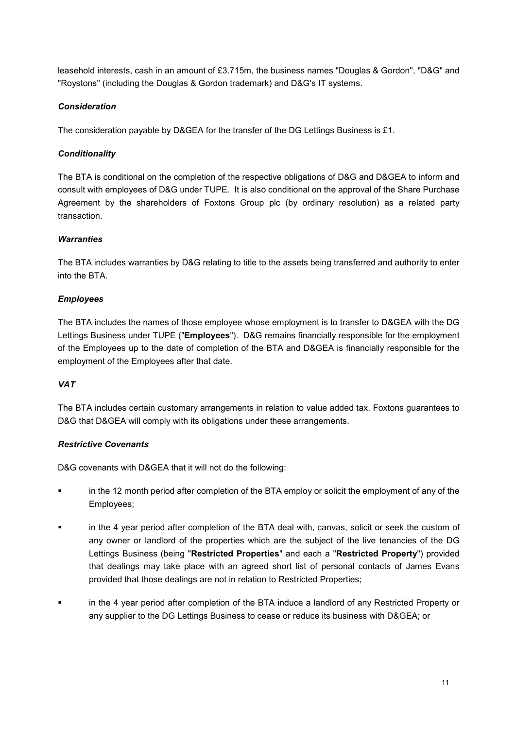leasehold interests, cash in an amount of £3.715m, the business names "Douglas & Gordon", "D&G" and "Roystons" (including the Douglas & Gordon trademark) and D&G's IT systems.

***Consideration***

The consideration payable by D&GEA for the transfer of the DG Lettings Business is £1.

***Conditionality***

The BTA is conditional on the completion of the respective obligations of D&G and D&GEA to inform and consult with employees of D&G under TUPE. It is also conditional on the approval of the Share Purchase Agreement by the shareholders of Foxtons Group plc (by ordinary resolution) as a related party transaction.

***Warranties***

The BTA includes warranties by D&G relating to title to the assets being transferred and authority to enter into the BTA.

***Employees***

The BTA includes the names of those employee whose employment is to transfer to D&GEA with the DG Lettings Business under TUPE ("**Employees**"). D&G remains financially responsible for the employment of the Employees up to the date of completion of the BTA and D&GEA is financially responsible for the employment of the Employees after that date.

***VAT***

The BTA includes certain customary arrangements in relation to value added tax. Foxtons guarantees to D&G that D&GEA will comply with its obligations under these arrangements.

***Restrictive Covenants***

D&G covenants with D&GEA that it will not do the following:

- in the 12 month period after completion of the BTA employ or solicit the employment of any of the Employees;
- in the 4 year period after completion of the BTA deal with, canvas, solicit or seek the custom of any owner or landlord of the properties which are the subject of the live tenancies of the DG Lettings Business (being "**Restricted Properties**" and each a "**Restricted Property**") provided that dealings may take place with an agreed short list of personal contacts of James Evans provided that those dealings are not in relation to Restricted Properties;
- in the 4 year period after completion of the BTA induce a landlord of any Restricted Property or any supplier to the DG Lettings Business to cease or reduce its business with D&GEA; or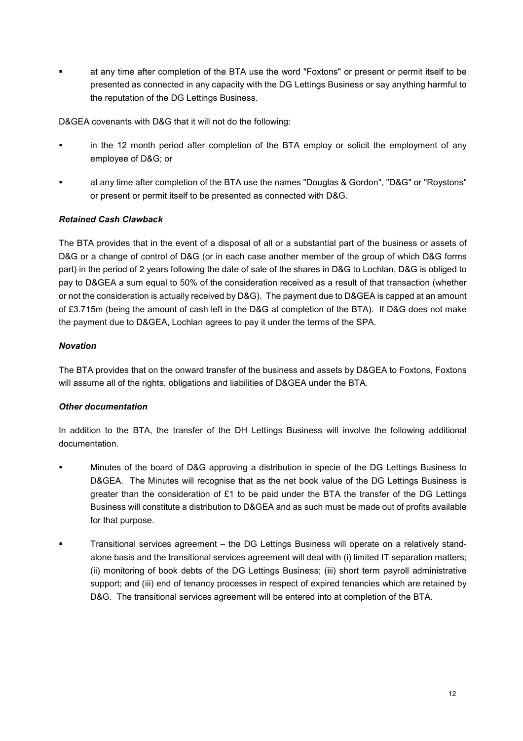- at any time after completion of the BTA use the word "Foxtons" or present or permit itself to be presented as connected in any capacity with the DG Lettings Business or say anything harmful to the reputation of the DG Lettings Business.

D&GEA covenants with D&G that it will not do the following:

- in the 12 month period after completion of the BTA employ or solicit the employment of any employee of D&G; or
- at any time after completion of the BTA use the names "Douglas & Gordon", "D&G" or "Roystons" or present or permit itself to be presented as connected with D&G.

***Retained Cash Clawback***

The BTA provides that in the event of a disposal of all or a substantial part of the business or assets of D&G or a change of control of D&G (or in each case another member of the group of which D&G forms part) in the period of 2 years following the date of sale of the shares in D&G to Lochlan, D&G is obliged to pay to D&GEA a sum equal to 50% of the consideration received as a result of that transaction (whether or not the consideration is actually received by D&G). The payment due to D&GEA is capped at an amount of £3.715m (being the amount of cash left in the D&G at completion of the BTA). If D&G does not make the payment due to D&GEA, Lochlan agrees to pay it under the terms of the SPA.

***Novation***

The BTA provides that on the onward transfer of the business and assets by D&GEA to Foxtons, Foxtons will assume all of the rights, obligations and liabilities of D&GEA under the BTA.

***Other documentation***

In addition to the BTA, the transfer of the DH Lettings Business will involve the following additional documentation.

- Minutes of the board of D&G approving a distribution in specie of the DG Lettings Business to D&GEA. The Minutes will recognise that as the net book value of the DG Lettings Business is greater than the consideration of £1 to be paid under the BTA the transfer of the DG Lettings Business will constitute a distribution to D&GEA and as such must be made out of profits available for that purpose.
- Transitional services agreement – the DG Lettings Business will operate on a relatively stand-alone basis and the transitional services agreement will deal with (i) limited IT separation matters; (ii) monitoring of book debts of the DG Lettings Business; (iii) short term payroll administrative support; and (iii) end of tenancy processes in respect of expired tenancies which are retained by D&G. The transitional services agreement will be entered into at completion of the BTA.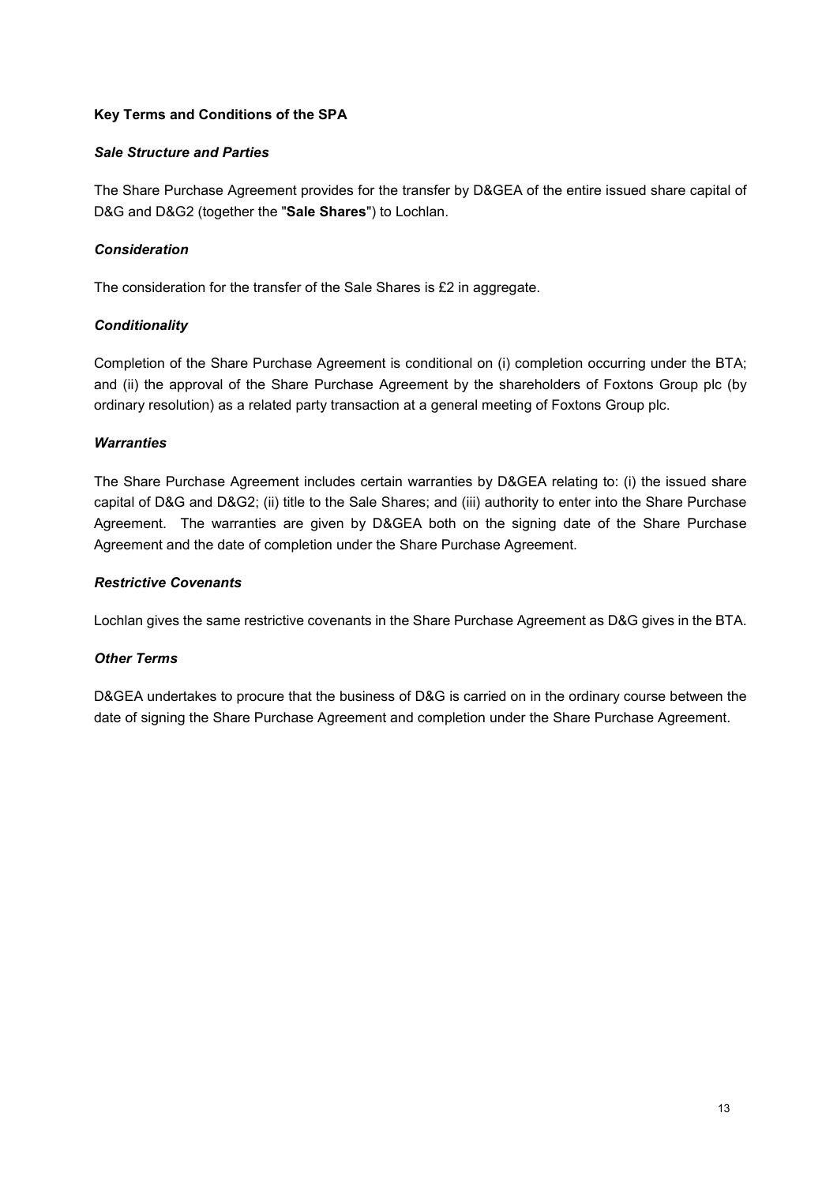**Key Terms and Conditions of the SPA**

***Sale Structure and Parties***

The Share Purchase Agreement provides for the transfer by D&GEA of the entire issued share capital of D&G and D&G2 (together the "**Sale Shares**") to Lochlan.

***Consideration***

The consideration for the transfer of the Sale Shares is £2 in aggregate.

***Conditionality***

Completion of the Share Purchase Agreement is conditional on (i) completion occurring under the BTA; and (ii) the approval of the Share Purchase Agreement by the shareholders of Foxtons Group plc (by ordinary resolution) as a related party transaction at a general meeting of Foxtons Group plc.

***Warranties***

The Share Purchase Agreement includes certain warranties by D&GEA relating to: (i) the issued share capital of D&G and D&G2; (ii) title to the Sale Shares; and (iii) authority to enter into the Share Purchase Agreement. The warranties are given by D&GEA both on the signing date of the Share Purchase Agreement and the date of completion under the Share Purchase Agreement.

***Restrictive Covenants***

Lochlan gives the same restrictive covenants in the Share Purchase Agreement as D&G gives in the BTA.

***Other Terms***

D&GEA undertakes to procure that the business of D&G is carried on in the ordinary course between the date of signing the Share Purchase Agreement and completion under the Share Purchase Agreement.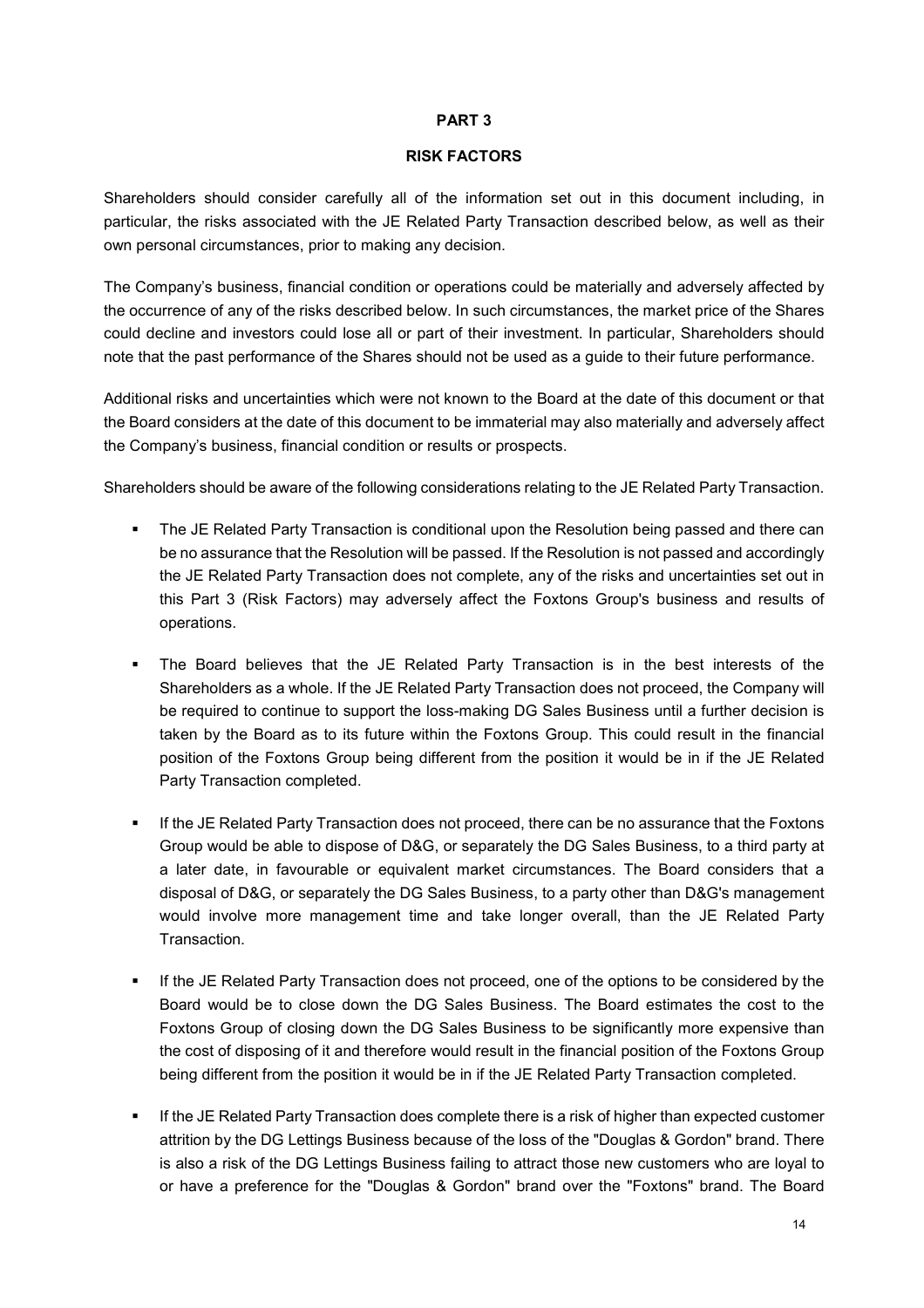# PART 3

## RISK FACTORS

Shareholders should consider carefully all of the information set out in this document including, in particular, the risks associated with the JE Related Party Transaction described below, as well as their own personal circumstances, prior to making any decision.

The Company's business, financial condition or operations could be materially and adversely affected by the occurrence of any of the risks described below. In such circumstances, the market price of the Shares could decline and investors could lose all or part of their investment. In particular, Shareholders should note that the past performance of the Shares should not be used as a guide to their future performance.

Additional risks and uncertainties which were not known to the Board at the date of this document or that the Board considers at the date of this document to be immaterial may also materially and adversely affect the Company's business, financial condition or results or prospects.

Shareholders should be aware of the following considerations relating to the JE Related Party Transaction.

- The JE Related Party Transaction is conditional upon the Resolution being passed and there can be no assurance that the Resolution will be passed. If the Resolution is not passed and accordingly the JE Related Party Transaction does not complete, any of the risks and uncertainties set out in this Part 3 (Risk Factors) may adversely affect the Foxtons Group's business and results of operations.

- The Board believes that the JE Related Party Transaction is in the best interests of the Shareholders as a whole. If the JE Related Party Transaction does not proceed, the Company will be required to continue to support the loss-making DG Sales Business until a further decision is taken by the Board as to its future within the Foxtons Group. This could result in the financial position of the Foxtons Group being different from the position it would be in if the JE Related Party Transaction completed.

- If the JE Related Party Transaction does not proceed, there can be no assurance that the Foxtons Group would be able to dispose of D&G, or separately the DG Sales Business, to a third party at a later date, in favourable or equivalent market circumstances. The Board considers that a disposal of D&G, or separately the DG Sales Business, to a party other than D&G's management would involve more management time and take longer overall, than the JE Related Party Transaction.

- If the JE Related Party Transaction does not proceed, one of the options to be considered by the Board would be to close down the DG Sales Business. The Board estimates the cost to the Foxtons Group of closing down the DG Sales Business to be significantly more expensive than the cost of disposing of it and therefore would result in the financial position of the Foxtons Group being different from the position it would be in if the JE Related Party Transaction completed.

- If the JE Related Party Transaction does complete there is a risk of higher than expected customer attrition by the DG Lettings Business because of the loss of the "Douglas & Gordon" brand. There is also a risk of the DG Lettings Business failing to attract those new customers who are loyal to or have a preference for the "Douglas & Gordon" brand over the "Foxtons" brand. The Board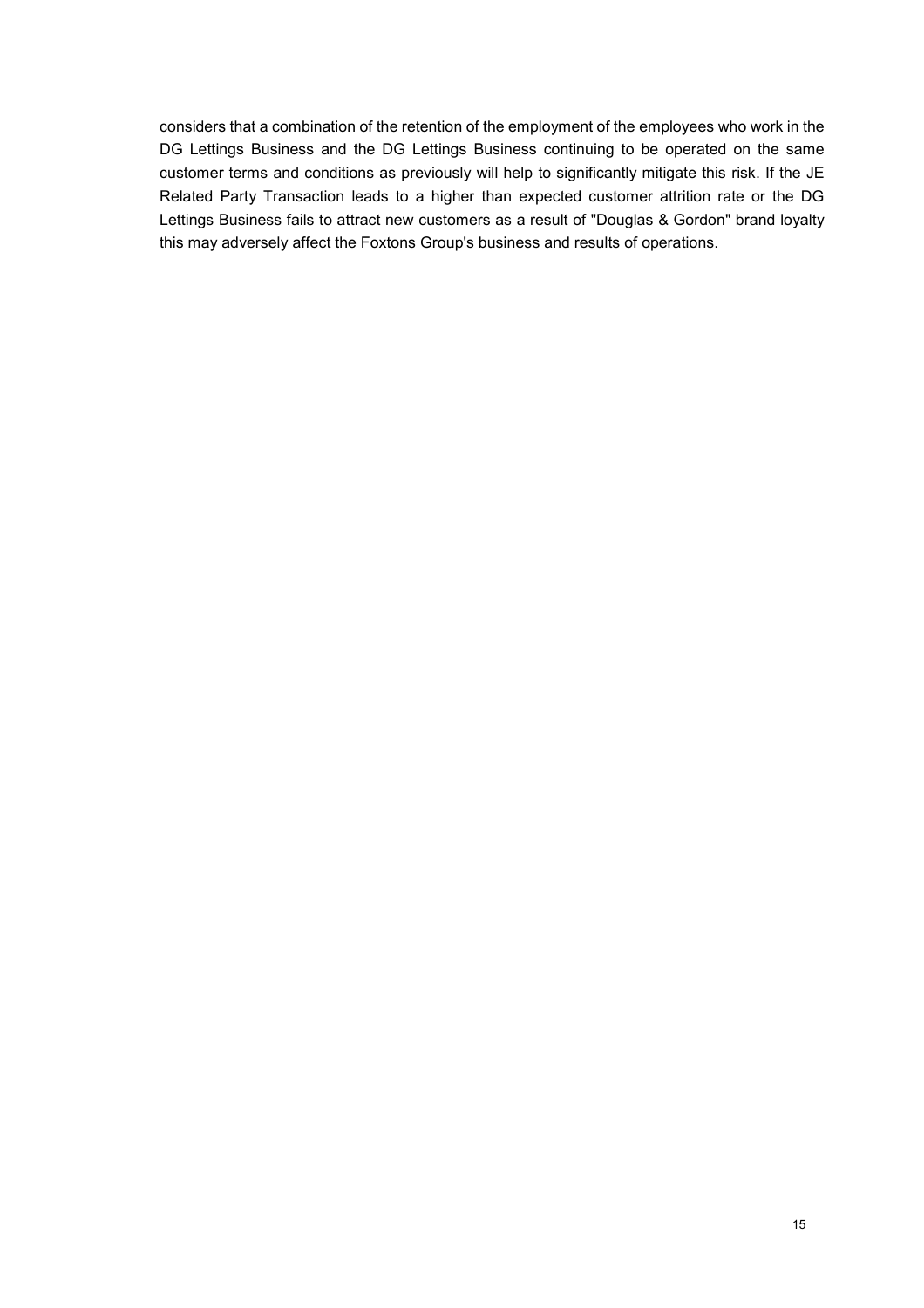considers that a combination of the retention of the employment of the employees who work in the DG Lettings Business and the DG Lettings Business continuing to be operated on the same customer terms and conditions as previously will help to significantly mitigate this risk. If the JE Related Party Transaction leads to a higher than expected customer attrition rate or the DG Lettings Business fails to attract new customers as a result of "Douglas & Gordon" brand loyalty this may adversely affect the Foxtons Group's business and results of operations.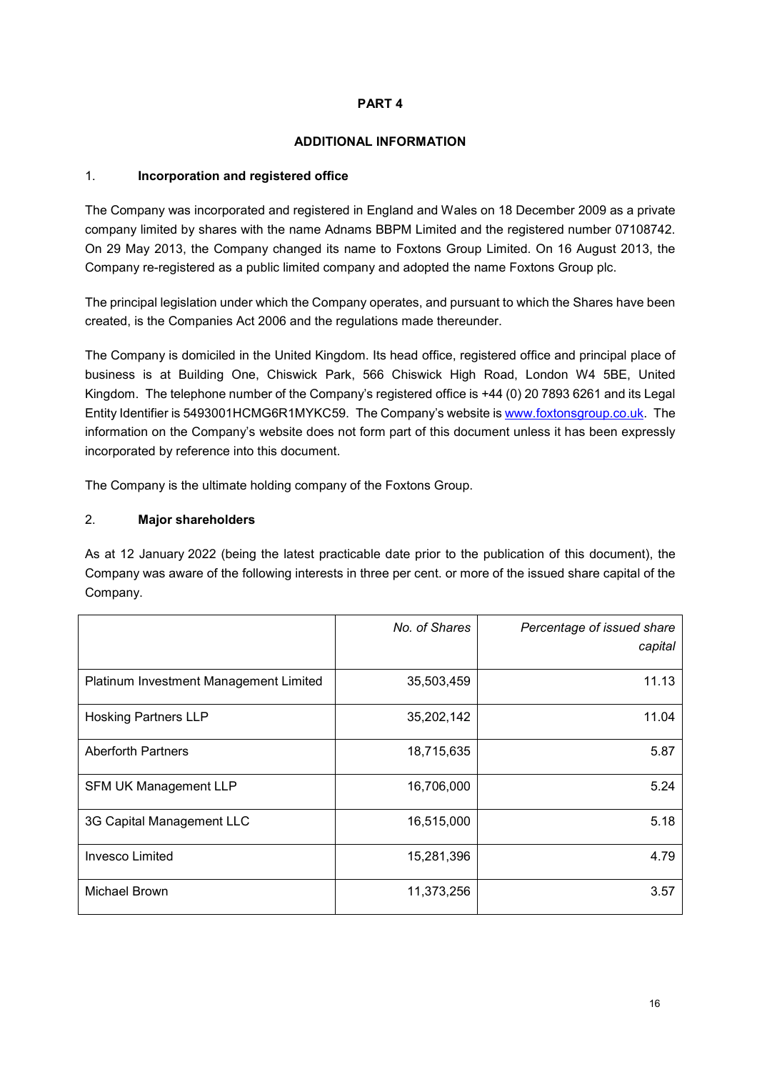# PART 4

## ADDITIONAL INFORMATION

### 1. Incorporation and registered office

The Company was incorporated and registered in England and Wales on 18 December 2009 as a private company limited by shares with the name Adnams BBPM Limited and the registered number 07108742. On 29 May 2013, the Company changed its name to Foxtons Group Limited. On 16 August 2013, the Company re-registered as a public limited company and adopted the name Foxtons Group plc.

The principal legislation under which the Company operates, and pursuant to which the Shares have been created, is the Companies Act 2006 and the regulations made thereunder.

The Company is domiciled in the United Kingdom. Its head office, registered office and principal place of business is at Building One, Chiswick Park, 566 Chiswick High Road, London W4 5BE, United Kingdom. The telephone number of the Company's registered office is +44 (0) 20 7893 6261 and its Legal Entity Identifier is 5493001HCMG6R1MYKC59. The Company's website is www.foxtonsgroup.co.uk. The information on the Company's website does not form part of this document unless it has been expressly incorporated by reference into this document.

The Company is the ultimate holding company of the Foxtons Group.

### 2. Major shareholders

As at 12 January 2022 (being the latest practicable date prior to the publication of this document), the Company was aware of the following interests in three per cent. or more of the issued share capital of the Company.

| | *No. of Shares* | *Percentage of issued share capital* |
|---|---:|---:|
| Platinum Investment Management Limited | 35,503,459 | 11.13 |
| Hosking Partners LLP | 35,202,142 | 11.04 |
| Aberforth Partners | 18,715,635 | 5.87 |
| SFM UK Management LLP | 16,706,000 | 5.24 |
| 3G Capital Management LLC | 16,515,000 | 5.18 |
| Invesco Limited | 15,281,396 | 4.79 |
| Michael Brown | 11,373,256 | 3.57 |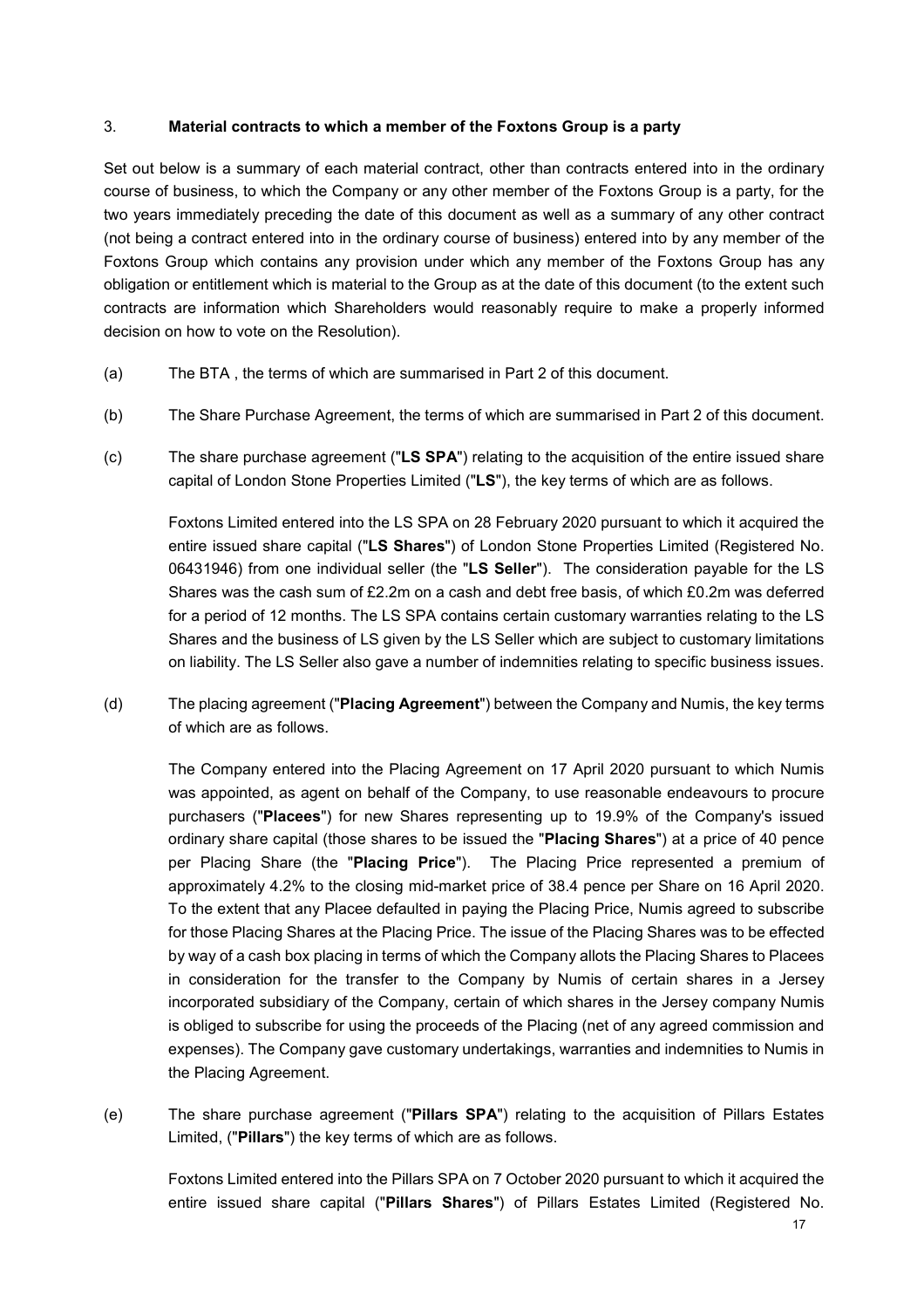3. **Material contracts to which a member of the Foxtons Group is a party**

Set out below is a summary of each material contract, other than contracts entered into in the ordinary course of business, to which the Company or any other member of the Foxtons Group is a party, for the two years immediately preceding the date of this document as well as a summary of any other contract (not being a contract entered into in the ordinary course of business) entered into by any member of the Foxtons Group which contains any provision under which any member of the Foxtons Group has any obligation or entitlement which is material to the Group as at the date of this document (to the extent such contracts are information which Shareholders would reasonably require to make a properly informed decision on how to vote on the Resolution).

(a) The BTA , the terms of which are summarised in Part 2 of this document.

(b) The Share Purchase Agreement, the terms of which are summarised in Part 2 of this document.

(c) The share purchase agreement ("**LS SPA**") relating to the acquisition of the entire issued share capital of London Stone Properties Limited ("**LS**"), the key terms of which are as follows.

Foxtons Limited entered into the LS SPA on 28 February 2020 pursuant to which it acquired the entire issued share capital ("**LS Shares**") of London Stone Properties Limited (Registered No. 06431946) from one individual seller (the "**LS Seller**"). The consideration payable for the LS Shares was the cash sum of £2.2m on a cash and debt free basis, of which £0.2m was deferred for a period of 12 months. The LS SPA contains certain customary warranties relating to the LS Shares and the business of LS given by the LS Seller which are subject to customary limitations on liability. The LS Seller also gave a number of indemnities relating to specific business issues.

(d) The placing agreement ("**Placing Agreement**") between the Company and Numis, the key terms of which are as follows.

The Company entered into the Placing Agreement on 17 April 2020 pursuant to which Numis was appointed, as agent on behalf of the Company, to use reasonable endeavours to procure purchasers ("**Placees**") for new Shares representing up to 19.9% of the Company's issued ordinary share capital (those shares to be issued the "**Placing Shares**") at a price of 40 pence per Placing Share (the "**Placing Price**"). The Placing Price represented a premium of approximately 4.2% to the closing mid-market price of 38.4 pence per Share on 16 April 2020. To the extent that any Placee defaulted in paying the Placing Price, Numis agreed to subscribe for those Placing Shares at the Placing Price. The issue of the Placing Shares was to be effected by way of a cash box placing in terms of which the Company allots the Placing Shares to Placees in consideration for the transfer to the Company by Numis of certain shares in a Jersey incorporated subsidiary of the Company, certain of which shares in the Jersey company Numis is obliged to subscribe for using the proceeds of the Placing (net of any agreed commission and expenses). The Company gave customary undertakings, warranties and indemnities to Numis in the Placing Agreement.

(e) The share purchase agreement ("**Pillars SPA**") relating to the acquisition of Pillars Estates Limited, ("**Pillars**") the key terms of which are as follows.

Foxtons Limited entered into the Pillars SPA on 7 October 2020 pursuant to which it acquired the entire issued share capital ("**Pillars Shares**") of Pillars Estates Limited (Registered No.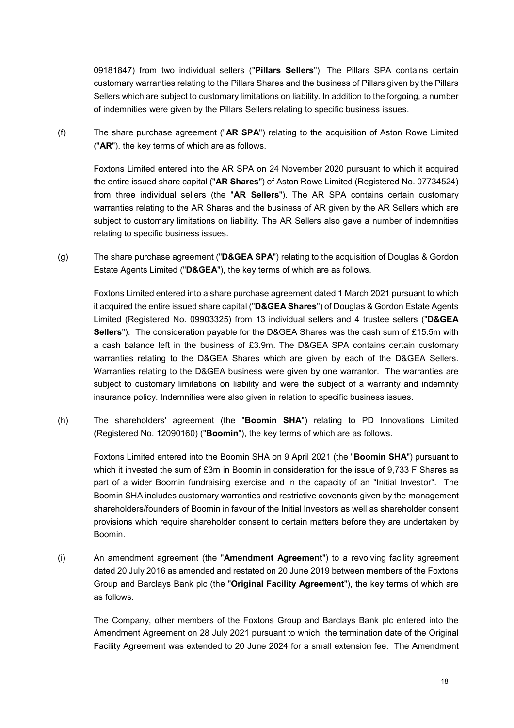09181847) from two individual sellers ("**Pillars Sellers**"). The Pillars SPA contains certain customary warranties relating to the Pillars Shares and the business of Pillars given by the Pillars Sellers which are subject to customary limitations on liability. In addition to the forgoing, a number of indemnities were given by the Pillars Sellers relating to specific business issues.

(f) The share purchase agreement ("**AR SPA**") relating to the acquisition of Aston Rowe Limited ("**AR**"), the key terms of which are as follows.

Foxtons Limited entered into the AR SPA on 24 November 2020 pursuant to which it acquired the entire issued share capital ("**AR Shares**") of Aston Rowe Limited (Registered No. 07734524) from three individual sellers (the "**AR Sellers**"). The AR SPA contains certain customary warranties relating to the AR Shares and the business of AR given by the AR Sellers which are subject to customary limitations on liability. The AR Sellers also gave a number of indemnities relating to specific business issues.

(g) The share purchase agreement ("**D&GEA SPA**") relating to the acquisition of Douglas & Gordon Estate Agents Limited ("**D&GEA**"), the key terms of which are as follows.

Foxtons Limited entered into a share purchase agreement dated 1 March 2021 pursuant to which it acquired the entire issued share capital ("**D&GEA Shares**") of Douglas & Gordon Estate Agents Limited (Registered No. 09903325) from 13 individual sellers and 4 trustee sellers ("**D&GEA Sellers**"). The consideration payable for the D&GEA Shares was the cash sum of £15.5m with a cash balance left in the business of £3.9m. The D&GEA SPA contains certain customary warranties relating to the D&GEA Shares which are given by each of the D&GEA Sellers. Warranties relating to the D&GEA business were given by one warrantor. The warranties are subject to customary limitations on liability and were the subject of a warranty and indemnity insurance policy. Indemnities were also given in relation to specific business issues.

(h) The shareholders' agreement (the "**Boomin SHA**") relating to PD Innovations Limited (Registered No. 12090160) ("**Boomin**"), the key terms of which are as follows.

Foxtons Limited entered into the Boomin SHA on 9 April 2021 (the "**Boomin SHA**") pursuant to which it invested the sum of £3m in Boomin in consideration for the issue of 9,733 F Shares as part of a wider Boomin fundraising exercise and in the capacity of an "Initial Investor". The Boomin SHA includes customary warranties and restrictive covenants given by the management shareholders/founders of Boomin in favour of the Initial Investors as well as shareholder consent provisions which require shareholder consent to certain matters before they are undertaken by Boomin.

(i) An amendment agreement (the "**Amendment Agreement**") to a revolving facility agreement dated 20 July 2016 as amended and restated on 20 June 2019 between members of the Foxtons Group and Barclays Bank plc (the "**Original Facility Agreement**"), the key terms of which are as follows.

The Company, other members of the Foxtons Group and Barclays Bank plc entered into the Amendment Agreement on 28 July 2021 pursuant to which the termination date of the Original Facility Agreement was extended to 20 June 2024 for a small extension fee. The Amendment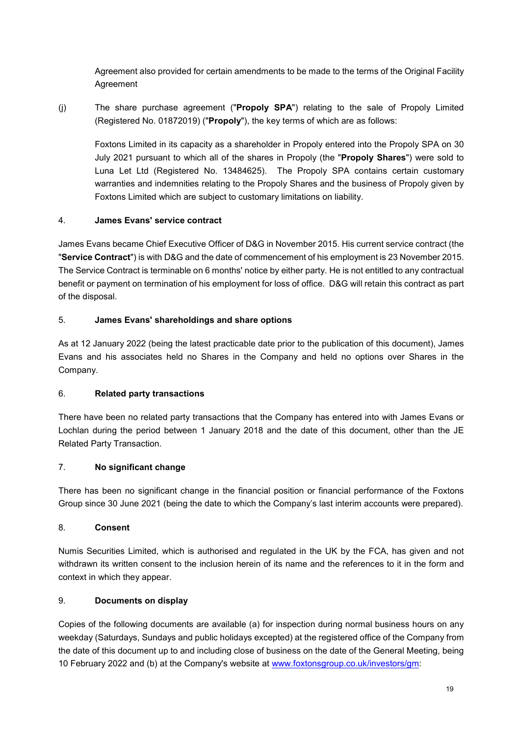Agreement also provided for certain amendments to be made to the terms of the Original Facility Agreement

(j) The share purchase agreement ("**Propoly SPA**") relating to the sale of Propoly Limited (Registered No. 01872019) ("**Propoly**"), the key terms of which are as follows:

Foxtons Limited in its capacity as a shareholder in Propoly entered into the Propoly SPA on 30 July 2021 pursuant to which all of the shares in Propoly (the "**Propoly Shares**") were sold to Luna Let Ltd (Registered No. 13484625). The Propoly SPA contains certain customary warranties and indemnities relating to the Propoly Shares and the business of Propoly given by Foxtons Limited which are subject to customary limitations on liability.

## 4. James Evans' service contract

James Evans became Chief Executive Officer of D&G in November 2015. His current service contract (the "**Service Contract**") is with D&G and the date of commencement of his employment is 23 November 2015. The Service Contract is terminable on 6 months' notice by either party. He is not entitled to any contractual benefit or payment on termination of his employment for loss of office. D&G will retain this contract as part of the disposal.

## 5. James Evans' shareholdings and share options

As at 12 January 2022 (being the latest practicable date prior to the publication of this document), James Evans and his associates held no Shares in the Company and held no options over Shares in the Company.

## 6. Related party transactions

There have been no related party transactions that the Company has entered into with James Evans or Lochlan during the period between 1 January 2018 and the date of this document, other than the JE Related Party Transaction.

## 7. No significant change

There has been no significant change in the financial position or financial performance of the Foxtons Group since 30 June 2021 (being the date to which the Company's last interim accounts were prepared).

## 8. Consent

Numis Securities Limited, which is authorised and regulated in the UK by the FCA, has given and not withdrawn its written consent to the inclusion herein of its name and the references to it in the form and context in which they appear.

## 9. Documents on display

Copies of the following documents are available (a) for inspection during normal business hours on any weekday (Saturdays, Sundays and public holidays excepted) at the registered office of the Company from the date of this document up to and including close of business on the date of the General Meeting, being 10 February 2022 and (b) at the Company's website at www.foxtonsgroup.co.uk/investors/gm: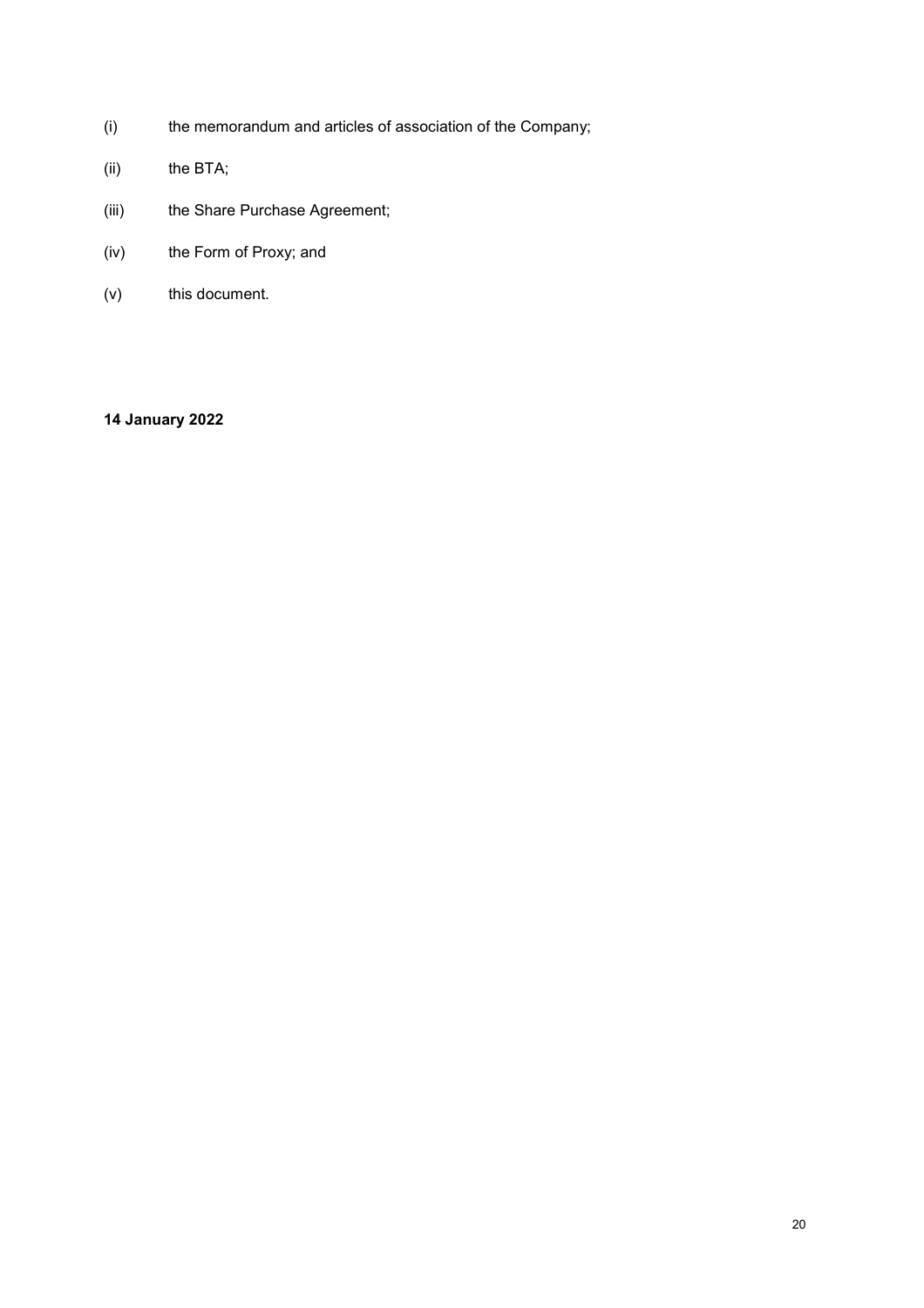(i) the memorandum and articles of association of the Company;

(ii) the BTA;

(iii) the Share Purchase Agreement;

(iv) the Form of Proxy; and

(v) this document.

**14 January 2022**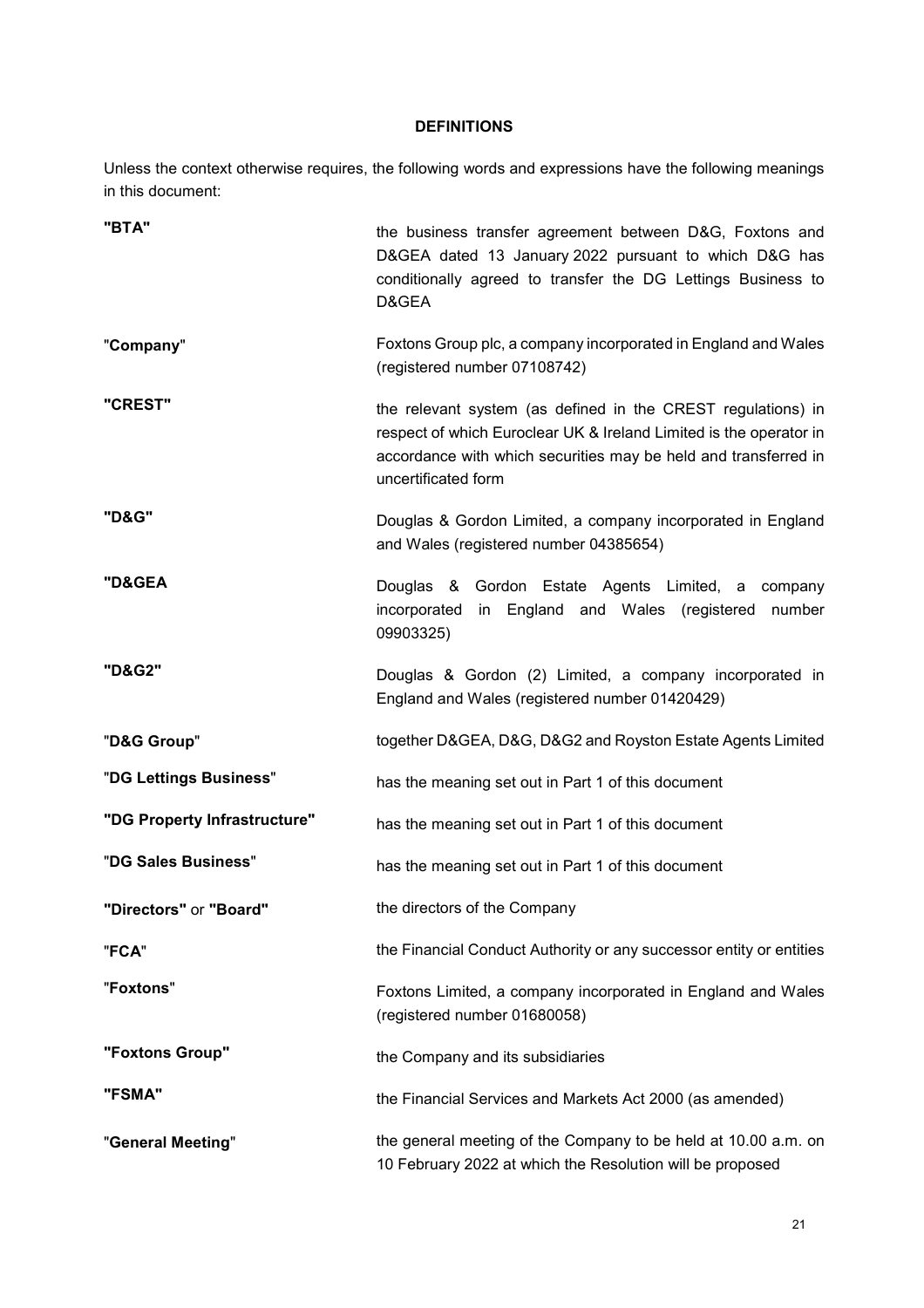# DEFINITIONS

Unless the context otherwise requires, the following words and expressions have the following meanings in this document:

| | |
|---|---|
| **"BTA"** | the business transfer agreement between D&G, Foxtons and D&GEA dated 13 January 2022 pursuant to which D&G has conditionally agreed to transfer the DG Lettings Business to D&GEA |
| "**Company**" | Foxtons Group plc, a company incorporated in England and Wales (registered number 07108742) |
| **"CREST"** | the relevant system (as defined in the CREST regulations) in respect of which Euroclear UK & Ireland Limited is the operator in accordance with which securities may be held and transferred in uncertificated form |
| **"D&G"** | Douglas & Gordon Limited, a company incorporated in England and Wales (registered number 04385654) |
| **"D&GEA** | Douglas & Gordon Estate Agents Limited, a company incorporated in England and Wales (registered number 09903325) |
| **"D&G2"** | Douglas & Gordon (2) Limited, a company incorporated in England and Wales (registered number 01420429) |
| "**D&G Group**" | together D&GEA, D&G, D&G2 and Royston Estate Agents Limited |
| "**DG Lettings Business**" | has the meaning set out in Part 1 of this document |
| **"DG Property Infrastructure"** | has the meaning set out in Part 1 of this document |
| "**DG Sales Business**" | has the meaning set out in Part 1 of this document |
| **"Directors"** or **"Board"** | the directors of the Company |
| "**FCA**" | the Financial Conduct Authority or any successor entity or entities |
| "**Foxtons**" | Foxtons Limited, a company incorporated in England and Wales (registered number 01680058) |
| **"Foxtons Group"** | the Company and its subsidiaries |
| **"FSMA"** | the Financial Services and Markets Act 2000 (as amended) |
| "**General Meeting**" | the general meeting of the Company to be held at 10.00 a.m. on 10 February 2022 at which the Resolution will be proposed |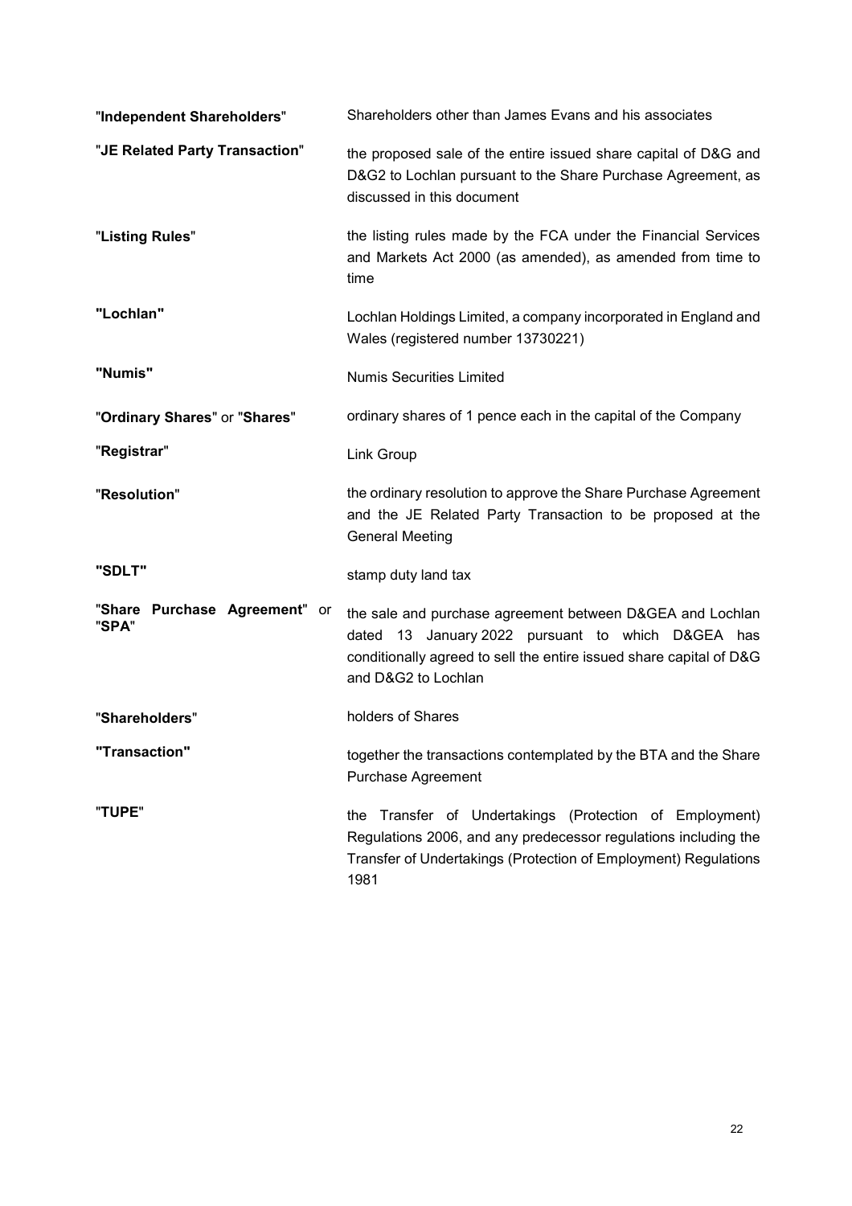| | |
|---|---|
| "**Independent Shareholders**" | Shareholders other than James Evans and his associates |
| "**JE Related Party Transaction**" | the proposed sale of the entire issued share capital of D&G and D&G2 to Lochlan pursuant to the Share Purchase Agreement, as discussed in this document |
| "**Listing Rules**" | the listing rules made by the FCA under the Financial Services and Markets Act 2000 (as amended), as amended from time to time |
| **"Lochlan"** | Lochlan Holdings Limited, a company incorporated in England and Wales (registered number 13730221) |
| **"Numis"** | Numis Securities Limited |
| "**Ordinary Shares**" or "**Shares**" | ordinary shares of 1 pence each in the capital of the Company |
| "**Registrar**" | Link Group |
| "**Resolution**" | the ordinary resolution to approve the Share Purchase Agreement and the JE Related Party Transaction to be proposed at the General Meeting |
| **"SDLT"** | stamp duty land tax |
| "**Share Purchase Agreement**" or "**SPA**" | the sale and purchase agreement between D&GEA and Lochlan dated 13 January 2022 pursuant to which D&GEA has conditionally agreed to sell the entire issued share capital of D&G and D&G2 to Lochlan |
| "**Shareholders**" | holders of Shares |
| **"Transaction"** | together the transactions contemplated by the BTA and the Share Purchase Agreement |
| "**TUPE**" | the Transfer of Undertakings (Protection of Employment) Regulations 2006, and any predecessor regulations including the Transfer of Undertakings (Protection of Employment) Regulations 1981 |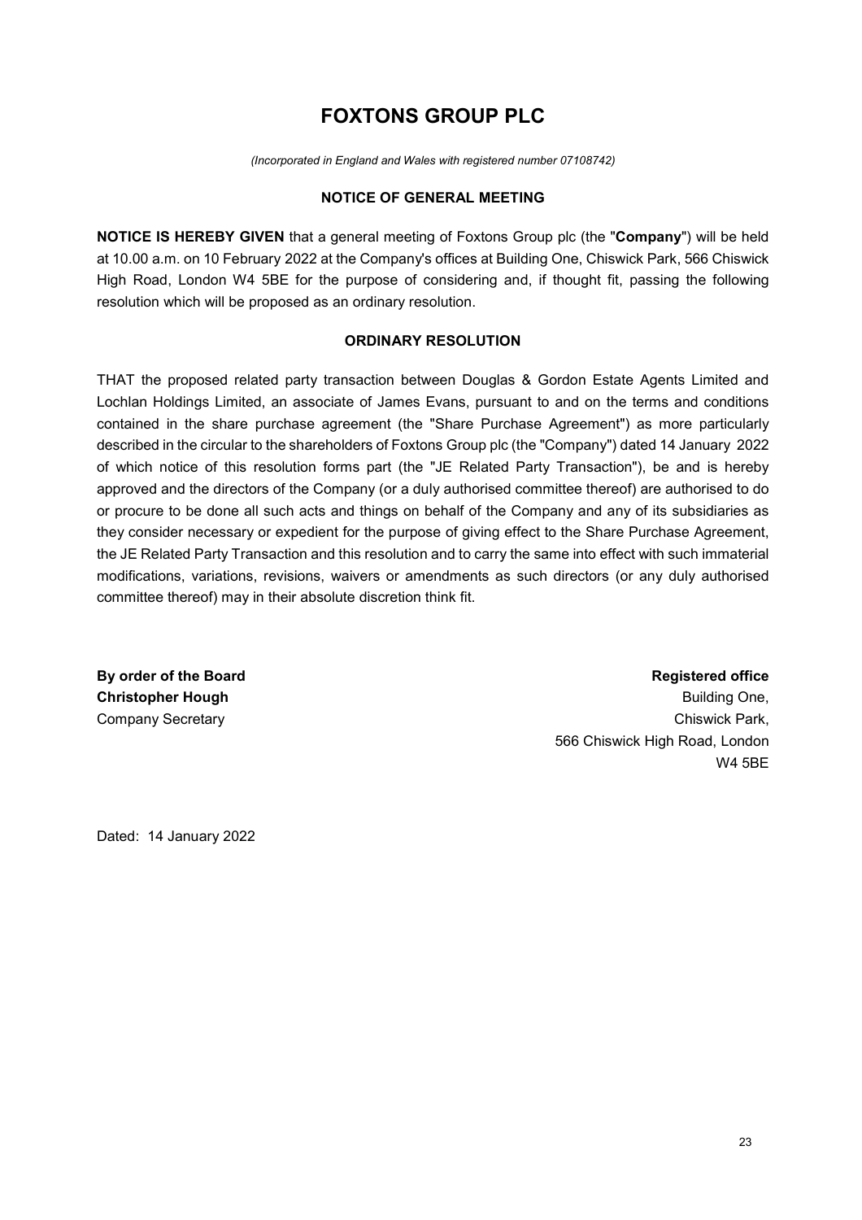# FOXTONS GROUP PLC

*(Incorporated in England and Wales with registered number 07108742)*

## NOTICE OF GENERAL MEETING

**NOTICE IS HEREBY GIVEN** that a general meeting of Foxtons Group plc (the "**Company**") will be held at 10.00 a.m. on 10 February 2022 at the Company's offices at Building One, Chiswick Park, 566 Chiswick High Road, London W4 5BE for the purpose of considering and, if thought fit, passing the following resolution which will be proposed as an ordinary resolution.

## ORDINARY RESOLUTION

THAT the proposed related party transaction between Douglas & Gordon Estate Agents Limited and Lochlan Holdings Limited, an associate of James Evans, pursuant to and on the terms and conditions contained in the share purchase agreement (the "Share Purchase Agreement") as more particularly described in the circular to the shareholders of Foxtons Group plc (the "Company") dated 14 January 2022 of which notice of this resolution forms part (the "JE Related Party Transaction"), be and is hereby approved and the directors of the Company (or a duly authorised committee thereof) are authorised to do or procure to be done all such acts and things on behalf of the Company and any of its subsidiaries as they consider necessary or expedient for the purpose of giving effect to the Share Purchase Agreement, the JE Related Party Transaction and this resolution and to carry the same into effect with such immaterial modifications, variations, revisions, waivers or amendments as such directors (or any duly authorised committee thereof) may in their absolute discretion think fit.

**By order of the Board**
**Christopher Hough**
Company Secretary

**Registered office**
Building One,
Chiswick Park,
566 Chiswick High Road, London
W4 5BE

Dated: 14 January 2022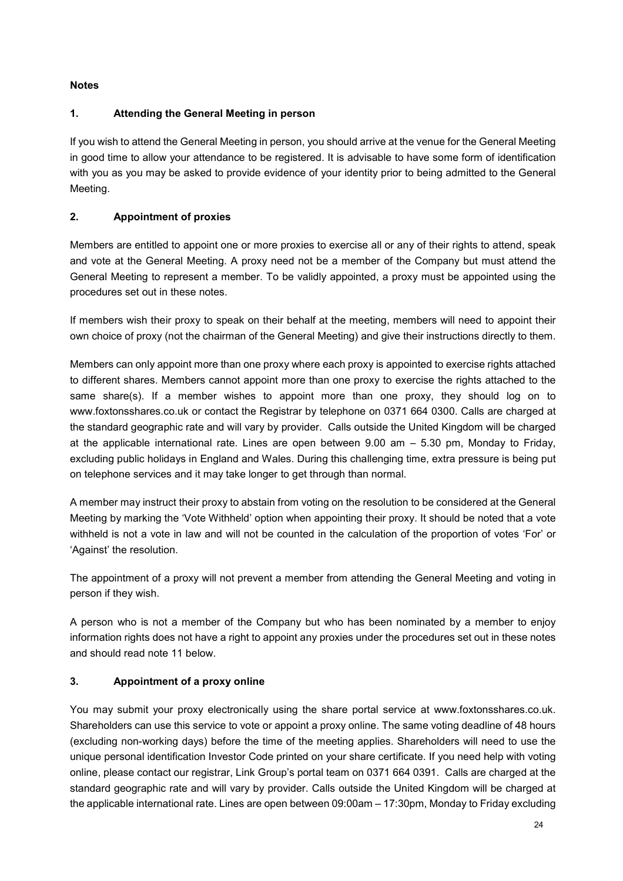**Notes**

## 1. Attending the General Meeting in person

If you wish to attend the General Meeting in person, you should arrive at the venue for the General Meeting in good time to allow your attendance to be registered. It is advisable to have some form of identification with you as you may be asked to provide evidence of your identity prior to being admitted to the General Meeting.

## 2. Appointment of proxies

Members are entitled to appoint one or more proxies to exercise all or any of their rights to attend, speak and vote at the General Meeting. A proxy need not be a member of the Company but must attend the General Meeting to represent a member. To be validly appointed, a proxy must be appointed using the procedures set out in these notes.

If members wish their proxy to speak on their behalf at the meeting, members will need to appoint their own choice of proxy (not the chairman of the General Meeting) and give their instructions directly to them.

Members can only appoint more than one proxy where each proxy is appointed to exercise rights attached to different shares. Members cannot appoint more than one proxy to exercise the rights attached to the same share(s). If a member wishes to appoint more than one proxy, they should log on to www.foxtonsshares.co.uk or contact the Registrar by telephone on 0371 664 0300. Calls are charged at the standard geographic rate and will vary by provider. Calls outside the United Kingdom will be charged at the applicable international rate. Lines are open between 9.00 am – 5.30 pm, Monday to Friday, excluding public holidays in England and Wales. During this challenging time, extra pressure is being put on telephone services and it may take longer to get through than normal.

A member may instruct their proxy to abstain from voting on the resolution to be considered at the General Meeting by marking the 'Vote Withheld' option when appointing their proxy. It should be noted that a vote withheld is not a vote in law and will not be counted in the calculation of the proportion of votes 'For' or 'Against' the resolution.

The appointment of a proxy will not prevent a member from attending the General Meeting and voting in person if they wish.

A person who is not a member of the Company but who has been nominated by a member to enjoy information rights does not have a right to appoint any proxies under the procedures set out in these notes and should read note 11 below.

## 3. Appointment of a proxy online

You may submit your proxy electronically using the share portal service at www.foxtonsshares.co.uk. Shareholders can use this service to vote or appoint a proxy online. The same voting deadline of 48 hours (excluding non-working days) before the time of the meeting applies. Shareholders will need to use the unique personal identification Investor Code printed on your share certificate. If you need help with voting online, please contact our registrar, Link Group's portal team on 0371 664 0391. Calls are charged at the standard geographic rate and will vary by provider. Calls outside the United Kingdom will be charged at the applicable international rate. Lines are open between 09:00am – 17:30pm, Monday to Friday excluding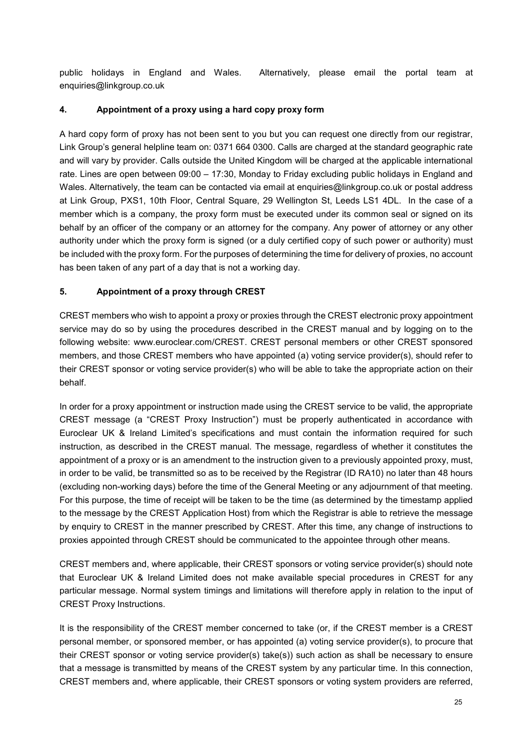public holidays in England and Wales. Alternatively, please email the portal team at enquiries@linkgroup.co.uk

## 4. Appointment of a proxy using a hard copy proxy form

A hard copy form of proxy has not been sent to you but you can request one directly from our registrar, Link Group's general helpline team on: 0371 664 0300. Calls are charged at the standard geographic rate and will vary by provider. Calls outside the United Kingdom will be charged at the applicable international rate. Lines are open between 09:00 – 17:30, Monday to Friday excluding public holidays in England and Wales. Alternatively, the team can be contacted via email at enquiries@linkgroup.co.uk or postal address at Link Group, PXS1, 10th Floor, Central Square, 29 Wellington St, Leeds LS1 4DL. In the case of a member which is a company, the proxy form must be executed under its common seal or signed on its behalf by an officer of the company or an attorney for the company. Any power of attorney or any other authority under which the proxy form is signed (or a duly certified copy of such power or authority) must be included with the proxy form. For the purposes of determining the time for delivery of proxies, no account has been taken of any part of a day that is not a working day.

## 5. Appointment of a proxy through CREST

CREST members who wish to appoint a proxy or proxies through the CREST electronic proxy appointment service may do so by using the procedures described in the CREST manual and by logging on to the following website: www.euroclear.com/CREST. CREST personal members or other CREST sponsored members, and those CREST members who have appointed (a) voting service provider(s), should refer to their CREST sponsor or voting service provider(s) who will be able to take the appropriate action on their behalf.

In order for a proxy appointment or instruction made using the CREST service to be valid, the appropriate CREST message (a "CREST Proxy Instruction") must be properly authenticated in accordance with Euroclear UK & Ireland Limited's specifications and must contain the information required for such instruction, as described in the CREST manual. The message, regardless of whether it constitutes the appointment of a proxy or is an amendment to the instruction given to a previously appointed proxy, must, in order to be valid, be transmitted so as to be received by the Registrar (ID RA10) no later than 48 hours (excluding non-working days) before the time of the General Meeting or any adjournment of that meeting. For this purpose, the time of receipt will be taken to be the time (as determined by the timestamp applied to the message by the CREST Application Host) from which the Registrar is able to retrieve the message by enquiry to CREST in the manner prescribed by CREST. After this time, any change of instructions to proxies appointed through CREST should be communicated to the appointee through other means.

CREST members and, where applicable, their CREST sponsors or voting service provider(s) should note that Euroclear UK & Ireland Limited does not make available special procedures in CREST for any particular message. Normal system timings and limitations will therefore apply in relation to the input of CREST Proxy Instructions.

It is the responsibility of the CREST member concerned to take (or, if the CREST member is a CREST personal member, or sponsored member, or has appointed (a) voting service provider(s), to procure that their CREST sponsor or voting service provider(s) take(s)) such action as shall be necessary to ensure that a message is transmitted by means of the CREST system by any particular time. In this connection, CREST members and, where applicable, their CREST sponsors or voting system providers are referred,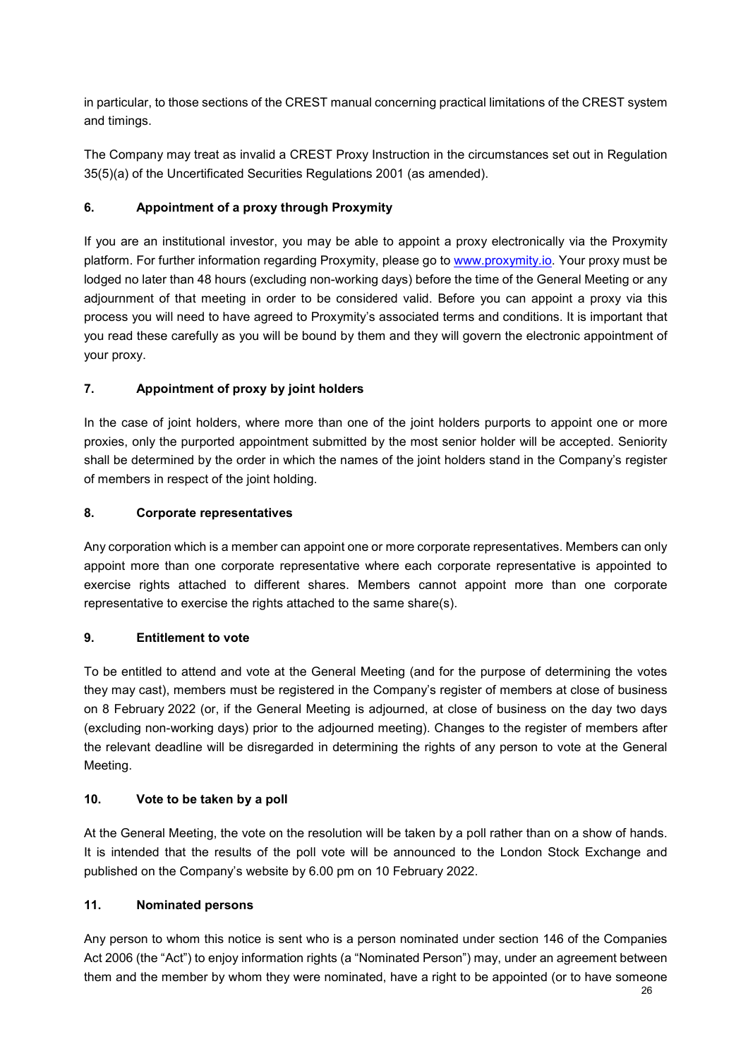in particular, to those sections of the CREST manual concerning practical limitations of the CREST system and timings.

The Company may treat as invalid a CREST Proxy Instruction in the circumstances set out in Regulation 35(5)(a) of the Uncertificated Securities Regulations 2001 (as amended).

### 6. Appointment of a proxy through Proxymity

If you are an institutional investor, you may be able to appoint a proxy electronically via the Proxymity platform. For further information regarding Proxymity, please go to www.proxymity.io. Your proxy must be lodged no later than 48 hours (excluding non-working days) before the time of the General Meeting or any adjournment of that meeting in order to be considered valid. Before you can appoint a proxy via this process you will need to have agreed to Proxymity's associated terms and conditions. It is important that you read these carefully as you will be bound by them and they will govern the electronic appointment of your proxy.

### 7. Appointment of proxy by joint holders

In the case of joint holders, where more than one of the joint holders purports to appoint one or more proxies, only the purported appointment submitted by the most senior holder will be accepted. Seniority shall be determined by the order in which the names of the joint holders stand in the Company's register of members in respect of the joint holding.

### 8. Corporate representatives

Any corporation which is a member can appoint one or more corporate representatives. Members can only appoint more than one corporate representative where each corporate representative is appointed to exercise rights attached to different shares. Members cannot appoint more than one corporate representative to exercise the rights attached to the same share(s).

### 9. Entitlement to vote

To be entitled to attend and vote at the General Meeting (and for the purpose of determining the votes they may cast), members must be registered in the Company's register of members at close of business on 8 February 2022 (or, if the General Meeting is adjourned, at close of business on the day two days (excluding non-working days) prior to the adjourned meeting). Changes to the register of members after the relevant deadline will be disregarded in determining the rights of any person to vote at the General Meeting.

### 10. Vote to be taken by a poll

At the General Meeting, the vote on the resolution will be taken by a poll rather than on a show of hands. It is intended that the results of the poll vote will be announced to the London Stock Exchange and published on the Company's website by 6.00 pm on 10 February 2022.

### 11. Nominated persons

Any person to whom this notice is sent who is a person nominated under section 146 of the Companies Act 2006 (the "Act") to enjoy information rights (a "Nominated Person") may, under an agreement between them and the member by whom they were nominated, have a right to be appointed (or to have someone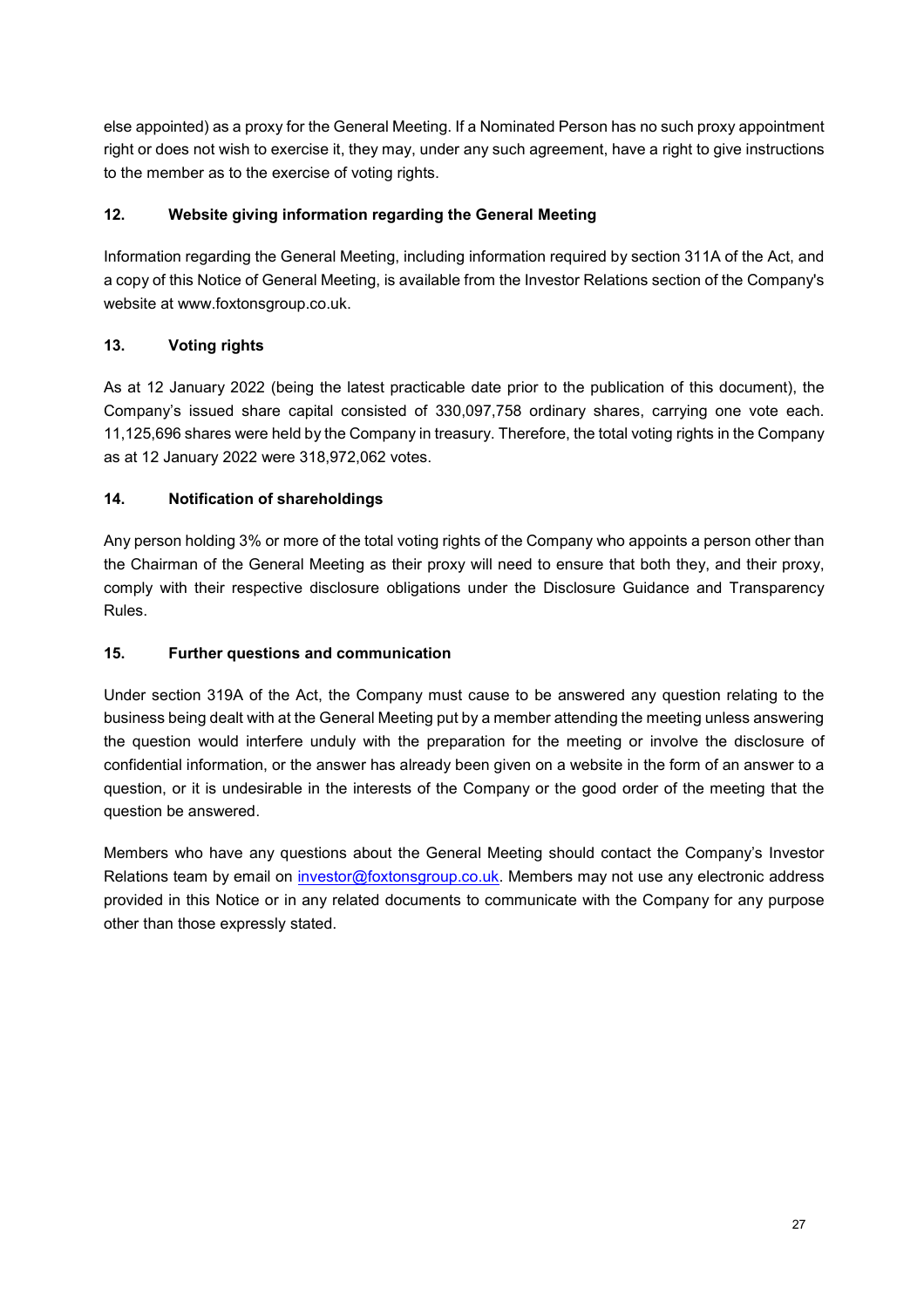else appointed) as a proxy for the General Meeting. If a Nominated Person has no such proxy appointment right or does not wish to exercise it, they may, under any such agreement, have a right to give instructions to the member as to the exercise of voting rights.

**12. Website giving information regarding the General Meeting**

Information regarding the General Meeting, including information required by section 311A of the Act, and a copy of this Notice of General Meeting, is available from the Investor Relations section of the Company's website at www.foxtonsgroup.co.uk.

**13. Voting rights**

As at 12 January 2022 (being the latest practicable date prior to the publication of this document), the Company's issued share capital consisted of 330,097,758 ordinary shares, carrying one vote each. 11,125,696 shares were held by the Company in treasury. Therefore, the total voting rights in the Company as at 12 January 2022 were 318,972,062 votes.

**14. Notification of shareholdings**

Any person holding 3% or more of the total voting rights of the Company who appoints a person other than the Chairman of the General Meeting as their proxy will need to ensure that both they, and their proxy, comply with their respective disclosure obligations under the Disclosure Guidance and Transparency Rules.

**15. Further questions and communication**

Under section 319A of the Act, the Company must cause to be answered any question relating to the business being dealt with at the General Meeting put by a member attending the meeting unless answering the question would interfere unduly with the preparation for the meeting or involve the disclosure of confidential information, or the answer has already been given on a website in the form of an answer to a question, or it is undesirable in the interests of the Company or the good order of the meeting that the question be answered.

Members who have any questions about the General Meeting should contact the Company's Investor Relations team by email on investor@foxtonsgroup.co.uk. Members may not use any electronic address provided in this Notice or in any related documents to communicate with the Company for any purpose other than those expressly stated.